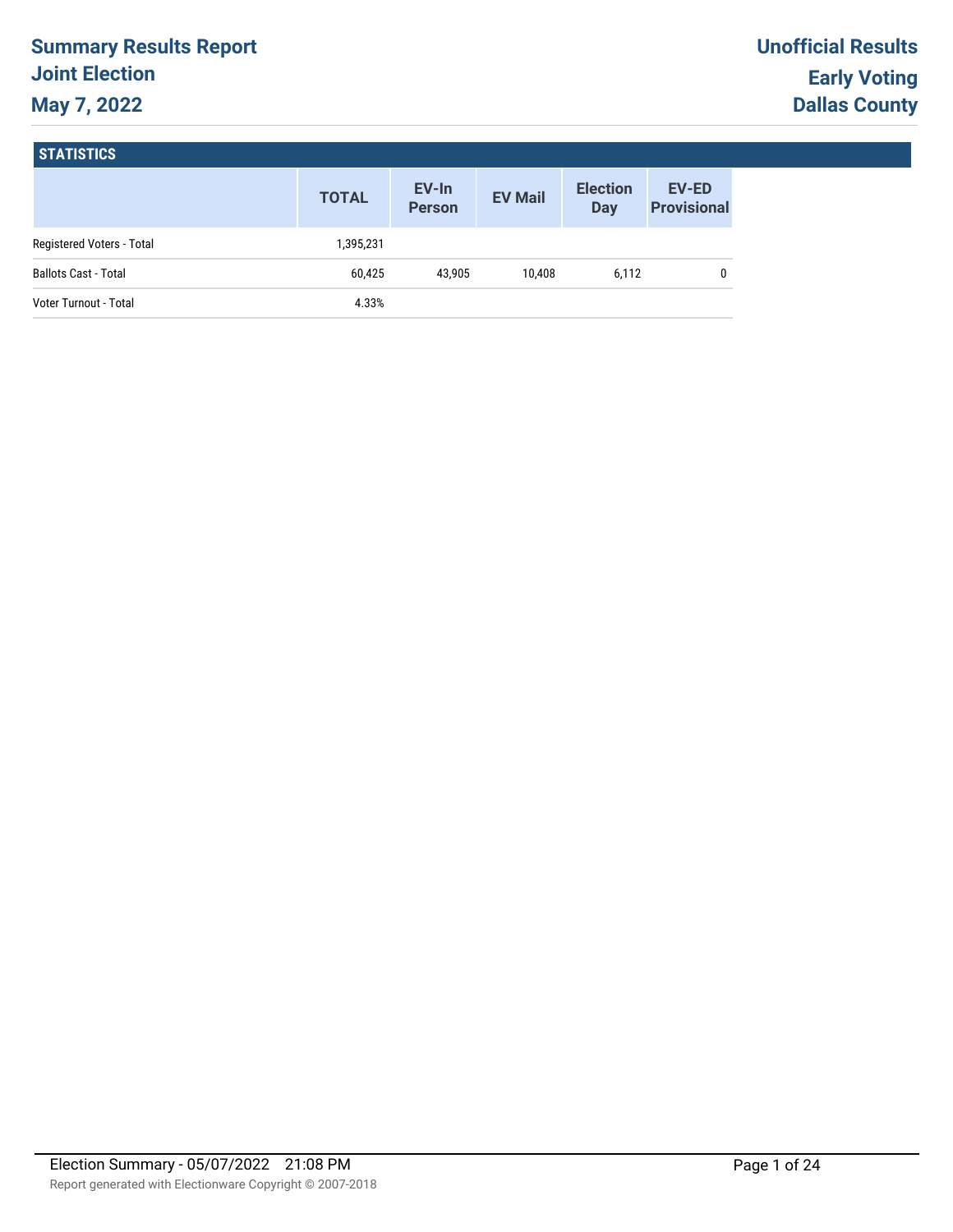# Summary Results Report
## Joint Election
## May 7, 2022

**Unofficial Results**
**Early Voting**
**Dallas County**

### STATISTICS

| | TOTAL | EV-In Person | EV Mail | Election Day | EV-ED Provisional |
|---|---|---|---|---|---|
| Registered Voters - Total | 1,395,231 | | | | |
| Ballots Cast - Total | 60,425 | 43,905 | 10,408 | 6,112 | 0 |
| Voter Turnout - Total | 4.33% | | | | |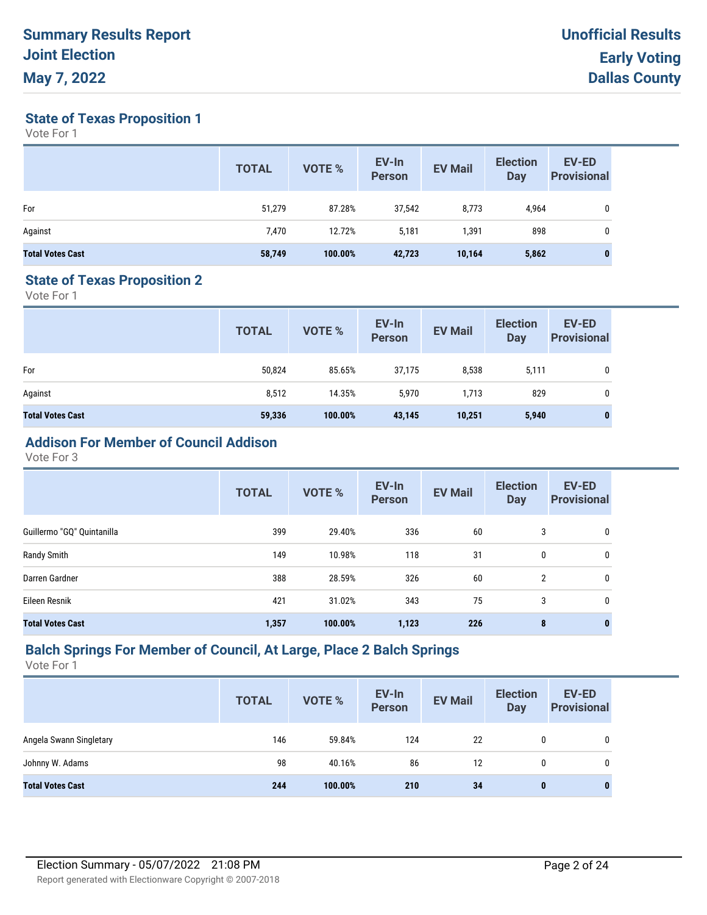## State of Texas Proposition 1

Vote For 1

| | TOTAL | VOTE % | EV-In Person | EV Mail | Election Day | EV-ED Provisional |
|---|---|---|---|---|---|---|
| For | 51,279 | 87.28% | 37,542 | 8,773 | 4,964 | 0 |
| Against | 7,470 | 12.72% | 5,181 | 1,391 | 898 | 0 |
| **Total Votes Cast** | **58,749** | **100.00%** | **42,723** | **10,164** | **5,862** | **0** |

## State of Texas Proposition 2

Vote For 1

| | TOTAL | VOTE % | EV-In Person | EV Mail | Election Day | EV-ED Provisional |
|---|---|---|---|---|---|---|
| For | 50,824 | 85.65% | 37,175 | 8,538 | 5,111 | 0 |
| Against | 8,512 | 14.35% | 5,970 | 1,713 | 829 | 0 |
| **Total Votes Cast** | **59,336** | **100.00%** | **43,145** | **10,251** | **5,940** | **0** |

## Addison For Member of Council Addison

Vote For 3

| | TOTAL | VOTE % | EV-In Person | EV Mail | Election Day | EV-ED Provisional |
|---|---|---|---|---|---|---|
| Guillermo "GQ" Quintanilla | 399 | 29.40% | 336 | 60 | 3 | 0 |
| Randy Smith | 149 | 10.98% | 118 | 31 | 0 | 0 |
| Darren Gardner | 388 | 28.59% | 326 | 60 | 2 | 0 |
| Eileen Resnik | 421 | 31.02% | 343 | 75 | 3 | 0 |
| **Total Votes Cast** | **1,357** | **100.00%** | **1,123** | **226** | **8** | **0** |

## Balch Springs For Member of Council, At Large, Place 2 Balch Springs

Vote For 1

| | TOTAL | VOTE % | EV-In Person | EV Mail | Election Day | EV-ED Provisional |
|---|---|---|---|---|---|---|
| Angela Swann Singletary | 146 | 59.84% | 124 | 22 | 0 | 0 |
| Johnny W. Adams | 98 | 40.16% | 86 | 12 | 0 | 0 |
| **Total Votes Cast** | **244** | **100.00%** | **210** | **34** | **0** | **0** |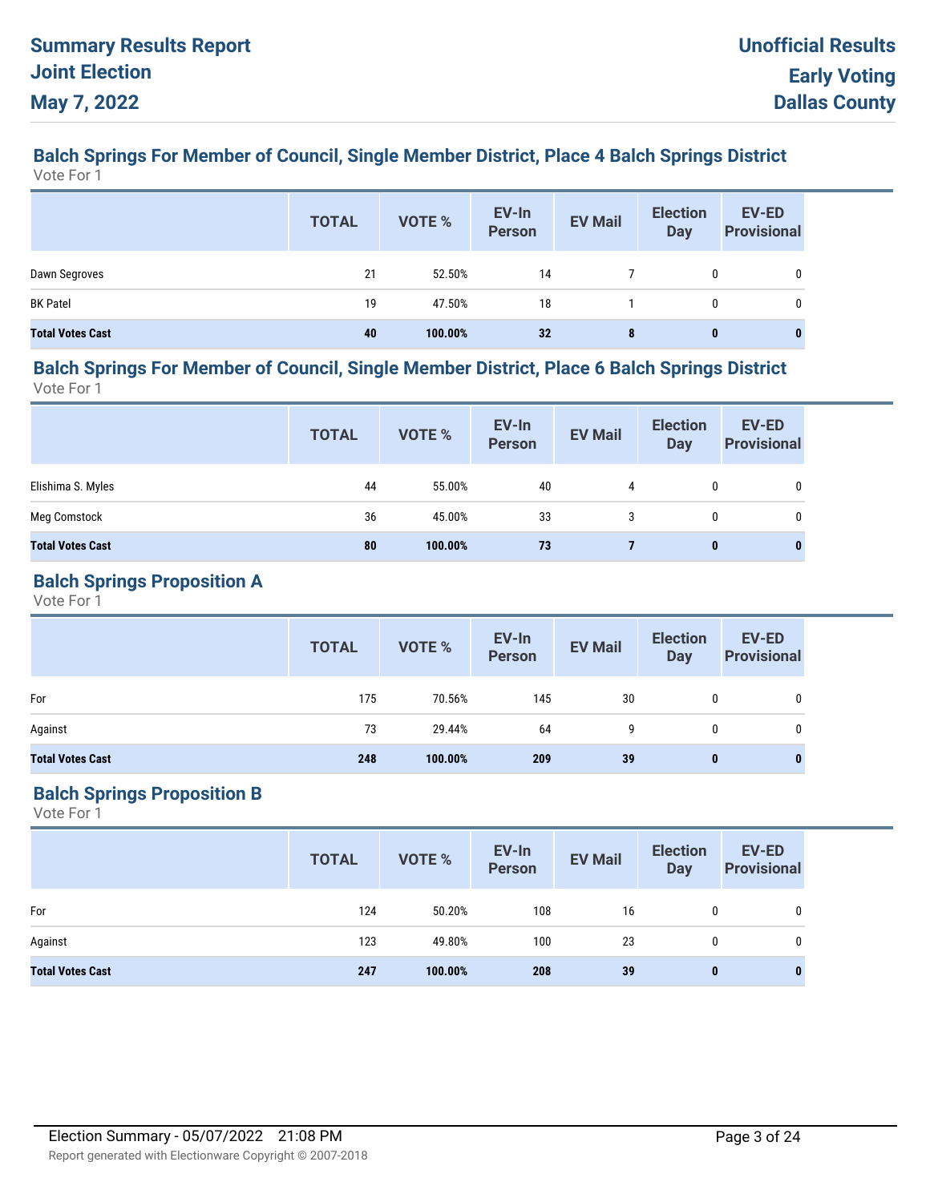## Balch Springs For Member of Council, Single Member District, Place 4 Balch Springs District

Vote For 1

| | TOTAL | VOTE % | EV-In Person | EV Mail | Election Day | EV-ED Provisional |
|---|---|---|---|---|---|---|
| Dawn Segroves | 21 | 52.50% | 14 | 7 | 0 | 0 |
| BK Patel | 19 | 47.50% | 18 | 1 | 0 | 0 |
| **Total Votes Cast** | **40** | **100.00%** | **32** | **8** | **0** | **0** |

## Balch Springs For Member of Council, Single Member District, Place 6 Balch Springs District

Vote For 1

| | TOTAL | VOTE % | EV-In Person | EV Mail | Election Day | EV-ED Provisional |
|---|---|---|---|---|---|---|
| Elishima S. Myles | 44 | 55.00% | 40 | 4 | 0 | 0 |
| Meg Comstock | 36 | 45.00% | 33 | 3 | 0 | 0 |
| **Total Votes Cast** | **80** | **100.00%** | **73** | **7** | **0** | **0** |

## Balch Springs Proposition A

Vote For 1

| | TOTAL | VOTE % | EV-In Person | EV Mail | Election Day | EV-ED Provisional |
|---|---|---|---|---|---|---|
| For | 175 | 70.56% | 145 | 30 | 0 | 0 |
| Against | 73 | 29.44% | 64 | 9 | 0 | 0 |
| **Total Votes Cast** | **248** | **100.00%** | **209** | **39** | **0** | **0** |

## Balch Springs Proposition B

Vote For 1

| | TOTAL | VOTE % | EV-In Person | EV Mail | Election Day | EV-ED Provisional |
|---|---|---|---|---|---|---|
| For | 124 | 50.20% | 108 | 16 | 0 | 0 |
| Against | 123 | 49.80% | 100 | 23 | 0 | 0 |
| **Total Votes Cast** | **247** | **100.00%** | **208** | **39** | **0** | **0** |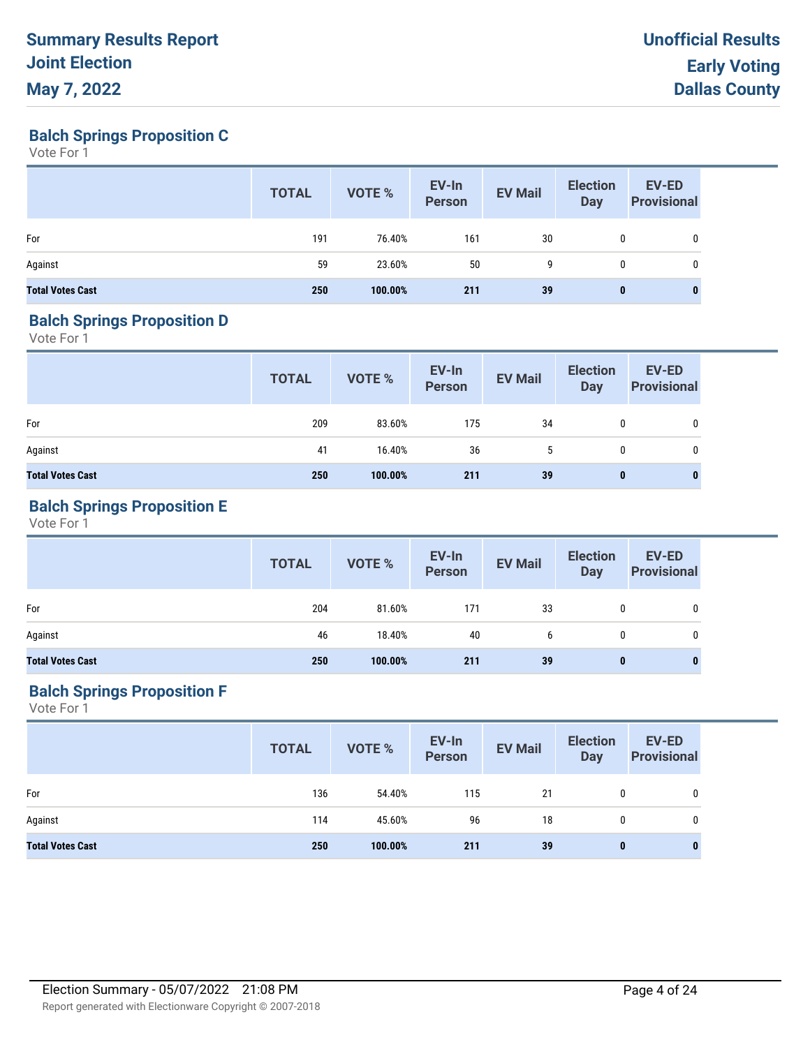## Balch Springs Proposition C

Vote For 1

| | TOTAL | VOTE % | EV-In Person | EV Mail | Election Day | EV-ED Provisional |
|---|---|---|---|---|---|---|
| For | 191 | 76.40% | 161 | 30 | 0 | 0 |
| Against | 59 | 23.60% | 50 | 9 | 0 | 0 |
| **Total Votes Cast** | **250** | **100.00%** | **211** | **39** | **0** | **0** |

## Balch Springs Proposition D

Vote For 1

| | TOTAL | VOTE % | EV-In Person | EV Mail | Election Day | EV-ED Provisional |
|---|---|---|---|---|---|---|
| For | 209 | 83.60% | 175 | 34 | 0 | 0 |
| Against | 41 | 16.40% | 36 | 5 | 0 | 0 |
| **Total Votes Cast** | **250** | **100.00%** | **211** | **39** | **0** | **0** |

## Balch Springs Proposition E

Vote For 1

| | TOTAL | VOTE % | EV-In Person | EV Mail | Election Day | EV-ED Provisional |
|---|---|---|---|---|---|---|
| For | 204 | 81.60% | 171 | 33 | 0 | 0 |
| Against | 46 | 18.40% | 40 | 6 | 0 | 0 |
| **Total Votes Cast** | **250** | **100.00%** | **211** | **39** | **0** | **0** |

## Balch Springs Proposition F

Vote For 1

| | TOTAL | VOTE % | EV-In Person | EV Mail | Election Day | EV-ED Provisional |
|---|---|---|---|---|---|---|
| For | 136 | 54.40% | 115 | 21 | 0 | 0 |
| Against | 114 | 45.60% | 96 | 18 | 0 | 0 |
| **Total Votes Cast** | **250** | **100.00%** | **211** | **39** | **0** | **0** |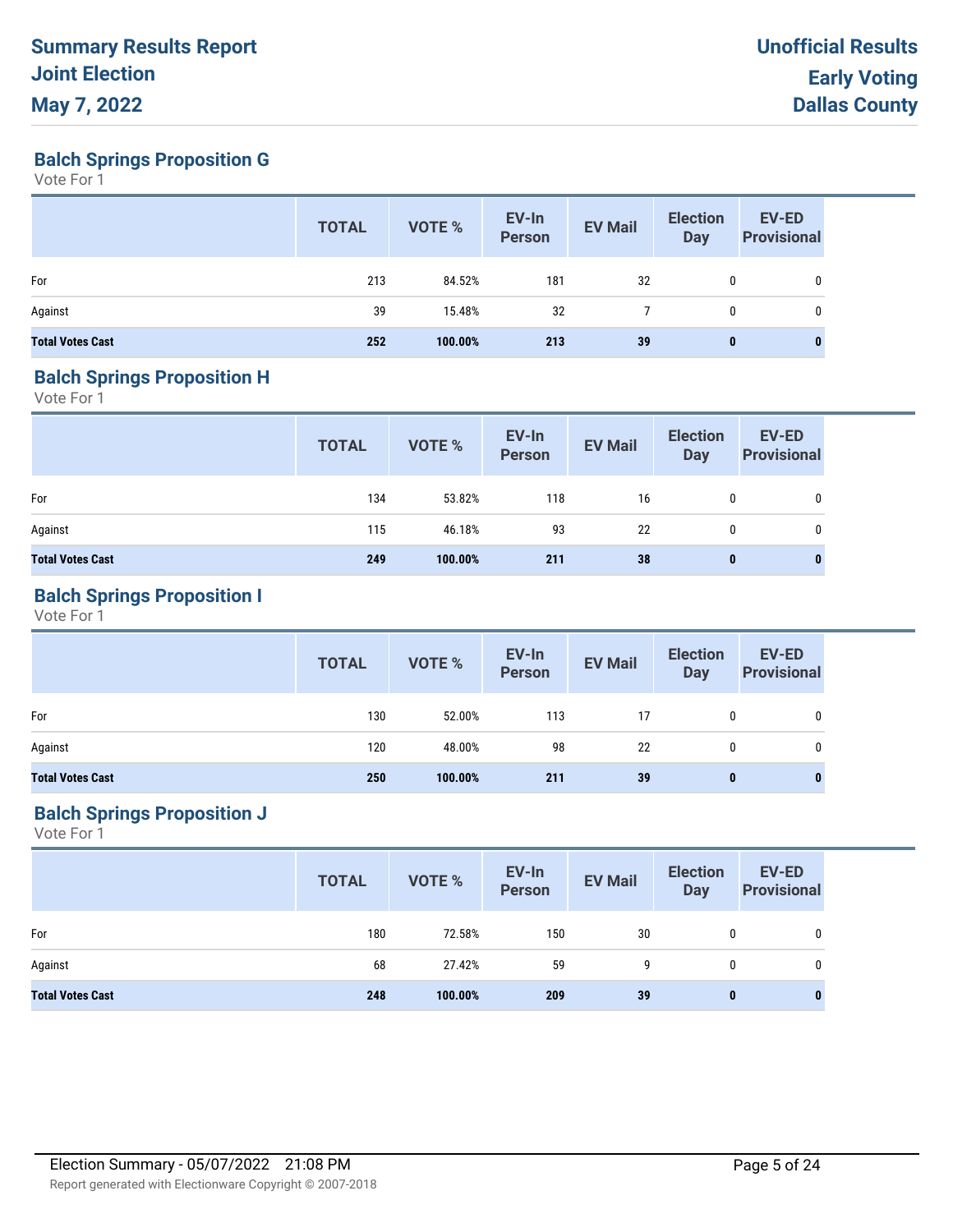## Balch Springs Proposition G

Vote For 1

| | TOTAL | VOTE % | EV-In Person | EV Mail | Election Day | EV-ED Provisional |
|---|---|---|---|---|---|---|
| For | 213 | 84.52% | 181 | 32 | 0 | 0 |
| Against | 39 | 15.48% | 32 | 7 | 0 | 0 |
| **Total Votes Cast** | **252** | **100.00%** | **213** | **39** | **0** | **0** |

## Balch Springs Proposition H

Vote For 1

| | TOTAL | VOTE % | EV-In Person | EV Mail | Election Day | EV-ED Provisional |
|---|---|---|---|---|---|---|
| For | 134 | 53.82% | 118 | 16 | 0 | 0 |
| Against | 115 | 46.18% | 93 | 22 | 0 | 0 |
| **Total Votes Cast** | **249** | **100.00%** | **211** | **38** | **0** | **0** |

## Balch Springs Proposition I

Vote For 1

| | TOTAL | VOTE % | EV-In Person | EV Mail | Election Day | EV-ED Provisional |
|---|---|---|---|---|---|---|
| For | 130 | 52.00% | 113 | 17 | 0 | 0 |
| Against | 120 | 48.00% | 98 | 22 | 0 | 0 |
| **Total Votes Cast** | **250** | **100.00%** | **211** | **39** | **0** | **0** |

## Balch Springs Proposition J

Vote For 1

| | TOTAL | VOTE % | EV-In Person | EV Mail | Election Day | EV-ED Provisional |
|---|---|---|---|---|---|---|
| For | 180 | 72.58% | 150 | 30 | 0 | 0 |
| Against | 68 | 27.42% | 59 | 9 | 0 | 0 |
| **Total Votes Cast** | **248** | **100.00%** | **209** | **39** | **0** | **0** |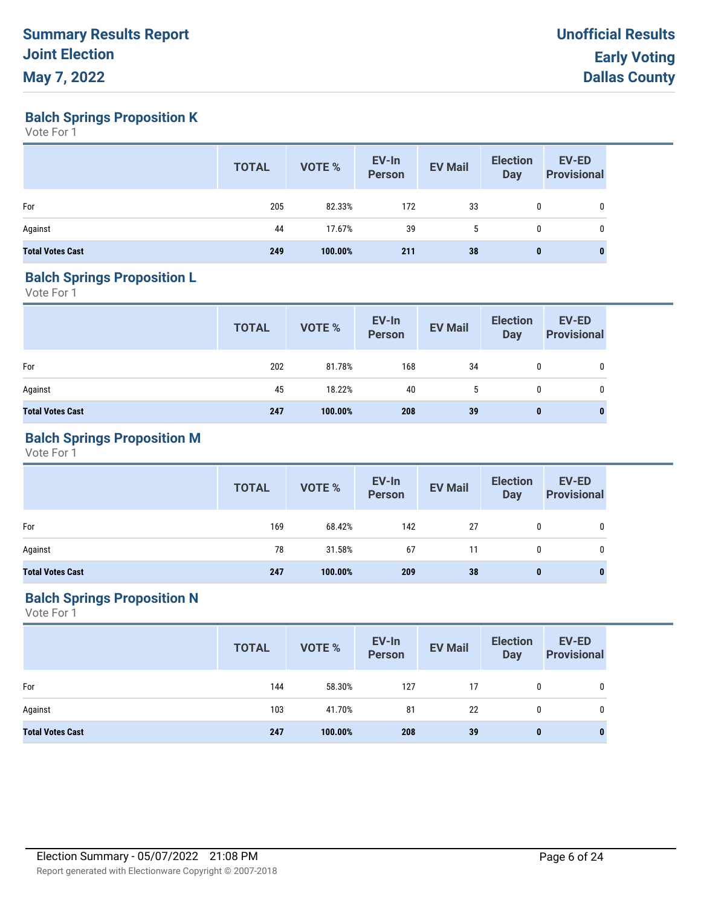# Summary Results Report
# Joint Election
# May 7, 2022

**Unofficial Results**
**Early Voting**
**Dallas County**

## Balch Springs Proposition K

Vote For 1

| | TOTAL | VOTE % | EV-In Person | EV Mail | Election Day | EV-ED Provisional |
|---|---|---|---|---|---|---|
| For | 205 | 82.33% | 172 | 33 | 0 | 0 |
| Against | 44 | 17.67% | 39 | 5 | 0 | 0 |
| **Total Votes Cast** | **249** | **100.00%** | **211** | **38** | **0** | **0** |

## Balch Springs Proposition L

Vote For 1

| | TOTAL | VOTE % | EV-In Person | EV Mail | Election Day | EV-ED Provisional |
|---|---|---|---|---|---|---|
| For | 202 | 81.78% | 168 | 34 | 0 | 0 |
| Against | 45 | 18.22% | 40 | 5 | 0 | 0 |
| **Total Votes Cast** | **247** | **100.00%** | **208** | **39** | **0** | **0** |

## Balch Springs Proposition M

Vote For 1

| | TOTAL | VOTE % | EV-In Person | EV Mail | Election Day | EV-ED Provisional |
|---|---|---|---|---|---|---|
| For | 169 | 68.42% | 142 | 27 | 0 | 0 |
| Against | 78 | 31.58% | 67 | 11 | 0 | 0 |
| **Total Votes Cast** | **247** | **100.00%** | **209** | **38** | **0** | **0** |

## Balch Springs Proposition N

Vote For 1

| | TOTAL | VOTE % | EV-In Person | EV Mail | Election Day | EV-ED Provisional |
|---|---|---|---|---|---|---|
| For | 144 | 58.30% | 127 | 17 | 0 | 0 |
| Against | 103 | 41.70% | 81 | 22 | 0 | 0 |
| **Total Votes Cast** | **247** | **100.00%** | **208** | **39** | **0** | **0** |

Election Summary - 05/07/2022 21:08 PM

Report generated with Electionware Copyright © 2007-2018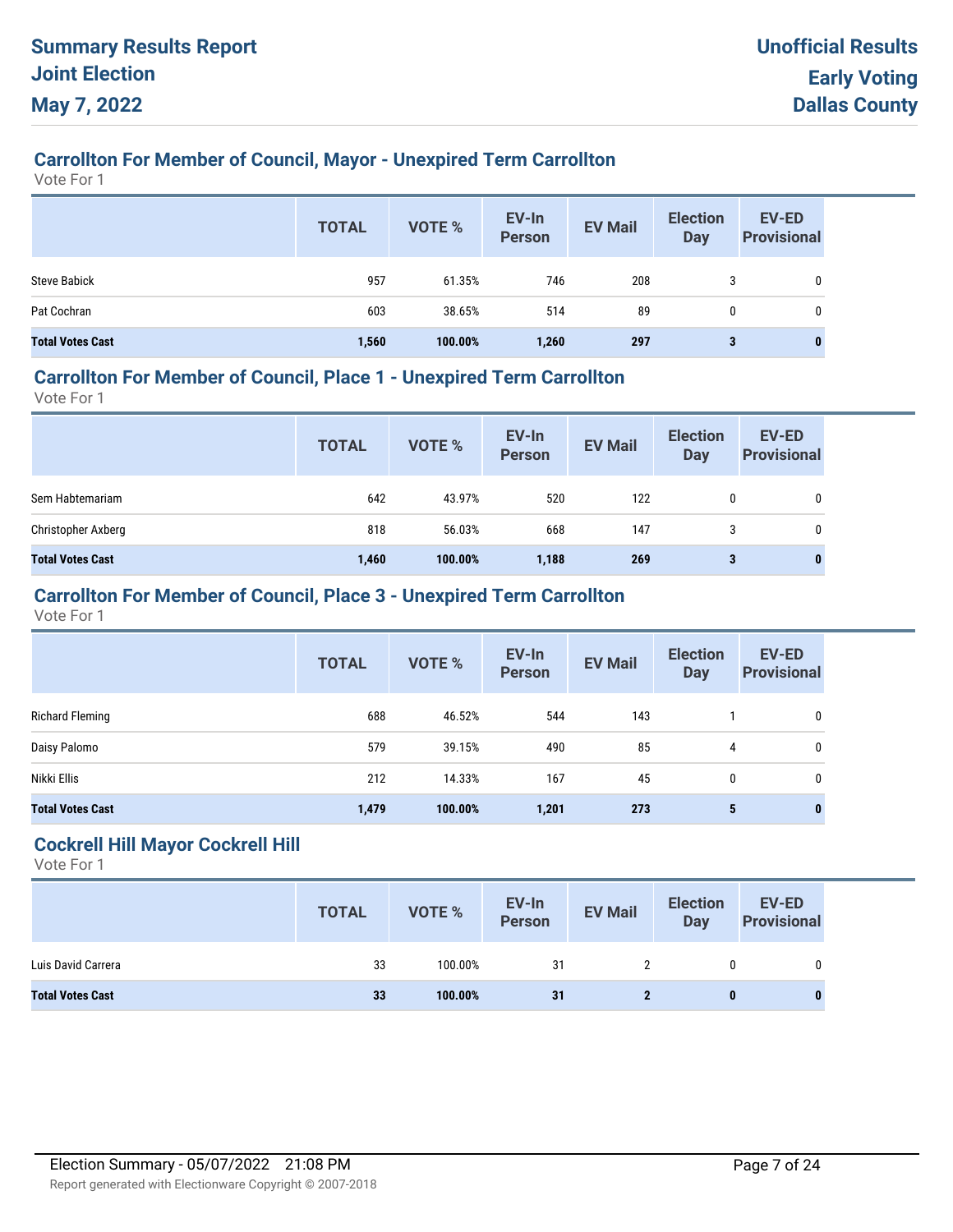### Carrollton For Member of Council, Mayor - Unexpired Term Carrollton

Vote For 1

| | TOTAL | VOTE % | EV-In Person | EV Mail | Election Day | EV-ED Provisional |
|---|---|---|---|---|---|---|
| Steve Babick | 957 | 61.35% | 746 | 208 | 3 | 0 |
| Pat Cochran | 603 | 38.65% | 514 | 89 | 0 | 0 |
| **Total Votes Cast** | **1,560** | **100.00%** | **1,260** | **297** | **3** | **0** |

### Carrollton For Member of Council, Place 1 - Unexpired Term Carrollton

Vote For 1

| | TOTAL | VOTE % | EV-In Person | EV Mail | Election Day | EV-ED Provisional |
|---|---|---|---|---|---|---|
| Sem Habtemariam | 642 | 43.97% | 520 | 122 | 0 | 0 |
| Christopher Axberg | 818 | 56.03% | 668 | 147 | 3 | 0 |
| **Total Votes Cast** | **1,460** | **100.00%** | **1,188** | **269** | **3** | **0** |

### Carrollton For Member of Council, Place 3 - Unexpired Term Carrollton

Vote For 1

| | TOTAL | VOTE % | EV-In Person | EV Mail | Election Day | EV-ED Provisional |
|---|---|---|---|---|---|---|
| Richard Fleming | 688 | 46.52% | 544 | 143 | 1 | 0 |
| Daisy Palomo | 579 | 39.15% | 490 | 85 | 4 | 0 |
| Nikki Ellis | 212 | 14.33% | 167 | 45 | 0 | 0 |
| **Total Votes Cast** | **1,479** | **100.00%** | **1,201** | **273** | **5** | **0** |

### Cockrell Hill Mayor Cockrell Hill

Vote For 1

| | TOTAL | VOTE % | EV-In Person | EV Mail | Election Day | EV-ED Provisional |
|---|---|---|---|---|---|---|
| Luis David Carrera | 33 | 100.00% | 31 | 2 | 0 | 0 |
| **Total Votes Cast** | **33** | **100.00%** | **31** | **2** | **0** | **0** |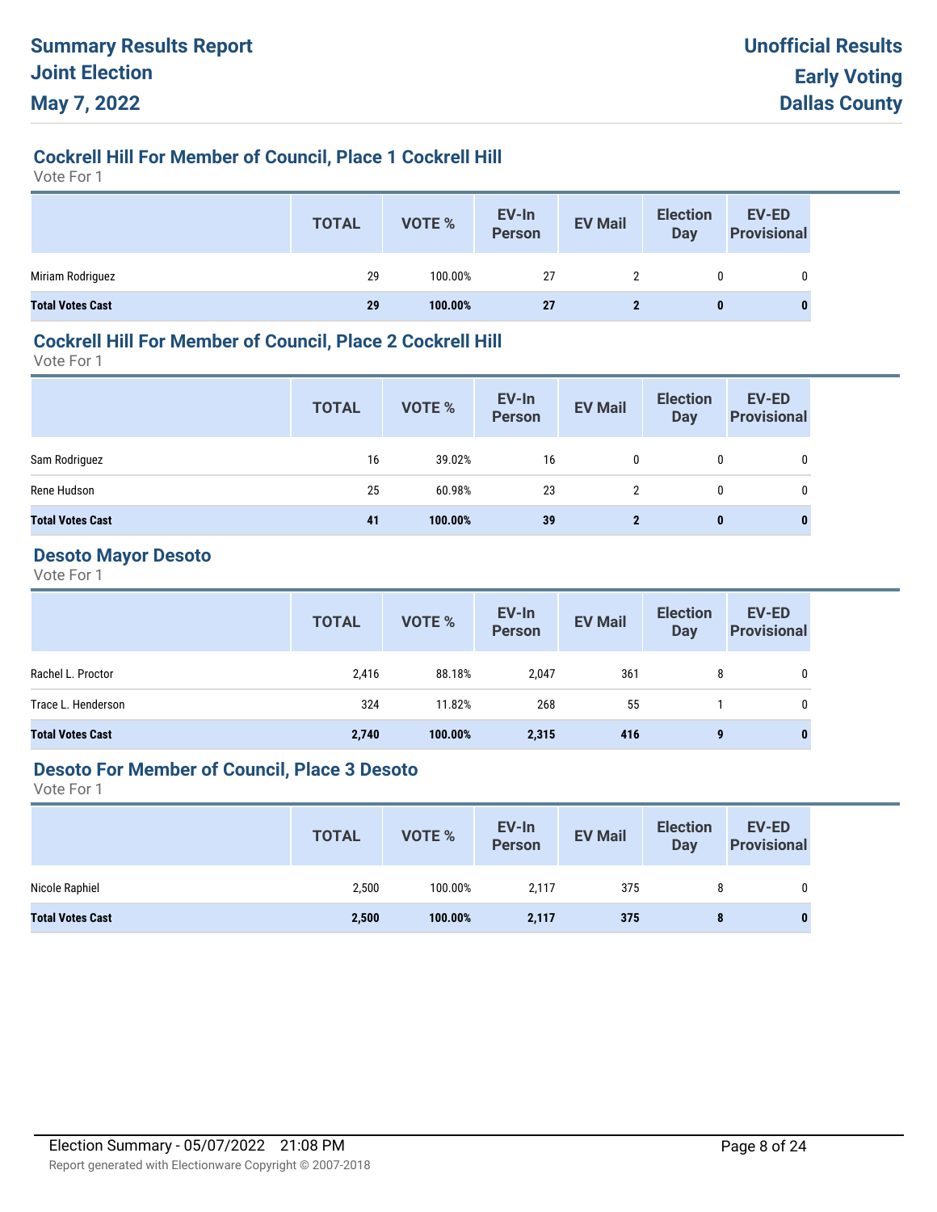## Cockrell Hill For Member of Council, Place 1 Cockrell Hill

Vote For 1

| | TOTAL | VOTE % | EV-In Person | EV Mail | Election Day | EV-ED Provisional |
|---|---|---|---|---|---|---|
| Miriam Rodriguez | 29 | 100.00% | 27 | 2 | 0 | 0 |
| **Total Votes Cast** | **29** | **100.00%** | **27** | **2** | **0** | **0** |

## Cockrell Hill For Member of Council, Place 2 Cockrell Hill

Vote For 1

| | TOTAL | VOTE % | EV-In Person | EV Mail | Election Day | EV-ED Provisional |
|---|---|---|---|---|---|---|
| Sam Rodriguez | 16 | 39.02% | 16 | 0 | 0 | 0 |
| Rene Hudson | 25 | 60.98% | 23 | 2 | 0 | 0 |
| **Total Votes Cast** | **41** | **100.00%** | **39** | **2** | **0** | **0** |

## Desoto Mayor Desoto

Vote For 1

| | TOTAL | VOTE % | EV-In Person | EV Mail | Election Day | EV-ED Provisional |
|---|---|---|---|---|---|---|
| Rachel L. Proctor | 2,416 | 88.18% | 2,047 | 361 | 8 | 0 |
| Trace L. Henderson | 324 | 11.82% | 268 | 55 | 1 | 0 |
| **Total Votes Cast** | **2,740** | **100.00%** | **2,315** | **416** | **9** | **0** |

## Desoto For Member of Council, Place 3 Desoto

Vote For 1

| | TOTAL | VOTE % | EV-In Person | EV Mail | Election Day | EV-ED Provisional |
|---|---|---|---|---|---|---|
| Nicole Raphiel | 2,500 | 100.00% | 2,117 | 375 | 8 | 0 |
| **Total Votes Cast** | **2,500** | **100.00%** | **2,117** | **375** | **8** | **0** |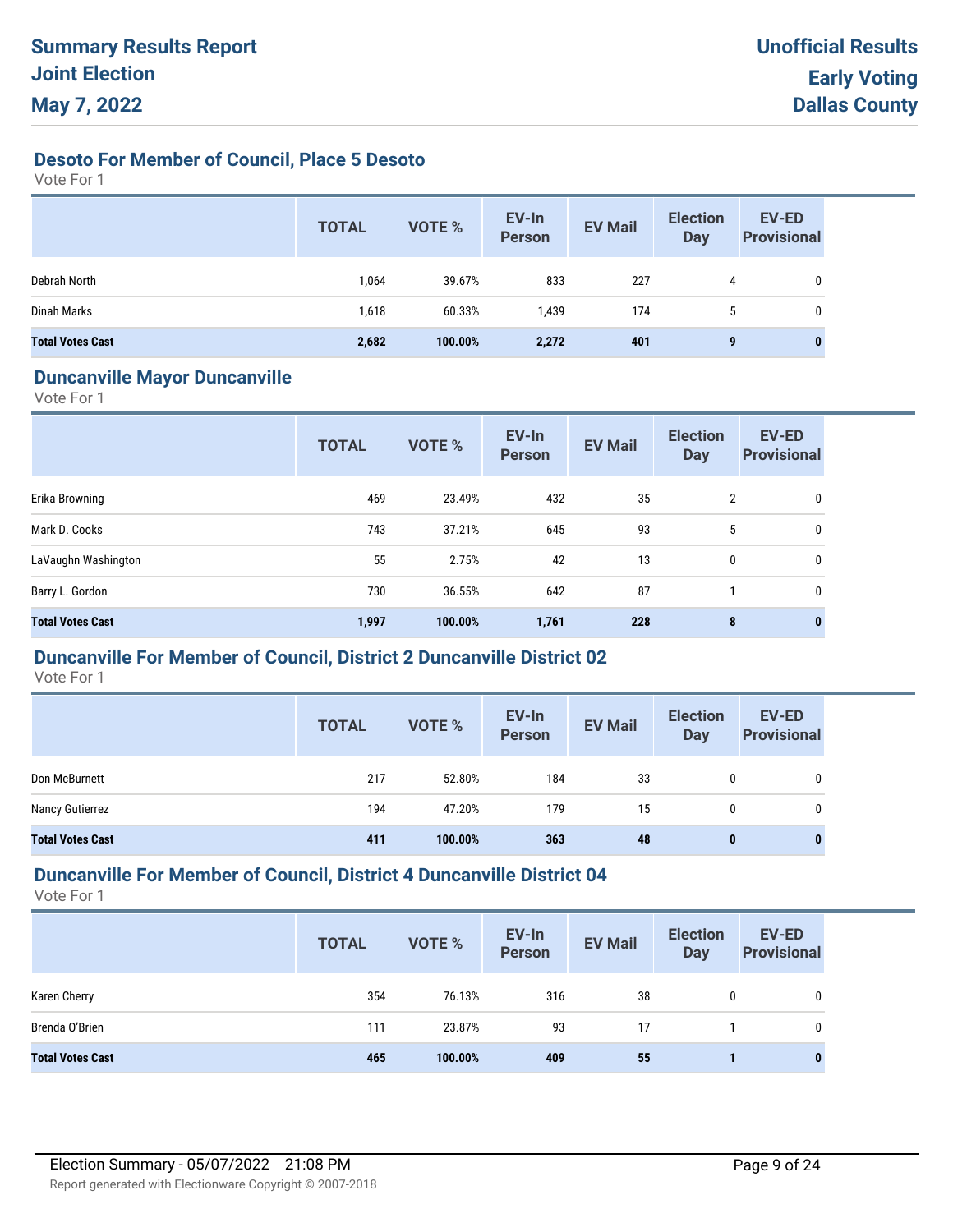# Summary Results Report
# Joint Election
# May 7, 2022

**Unofficial Results**
**Early Voting**
**Dallas County**

## Desoto For Member of Council, Place 5 Desoto

Vote For 1

| | TOTAL | VOTE % | EV-In Person | EV Mail | Election Day | EV-ED Provisional |
|---|---|---|---|---|---|---|
| Debrah North | 1,064 | 39.67% | 833 | 227 | 4 | 0 |
| Dinah Marks | 1,618 | 60.33% | 1,439 | 174 | 5 | 0 |
| **Total Votes Cast** | **2,682** | **100.00%** | **2,272** | **401** | **9** | **0** |

## Duncanville Mayor Duncanville

Vote For 1

| | TOTAL | VOTE % | EV-In Person | EV Mail | Election Day | EV-ED Provisional |
|---|---|---|---|---|---|---|
| Erika Browning | 469 | 23.49% | 432 | 35 | 2 | 0 |
| Mark D. Cooks | 743 | 37.21% | 645 | 93 | 5 | 0 |
| LaVaughn Washington | 55 | 2.75% | 42 | 13 | 0 | 0 |
| Barry L. Gordon | 730 | 36.55% | 642 | 87 | 1 | 0 |
| **Total Votes Cast** | **1,997** | **100.00%** | **1,761** | **228** | **8** | **0** |

## Duncanville For Member of Council, District 2 Duncanville District 02

Vote For 1

| | TOTAL | VOTE % | EV-In Person | EV Mail | Election Day | EV-ED Provisional |
|---|---|---|---|---|---|---|
| Don McBurnett | 217 | 52.80% | 184 | 33 | 0 | 0 |
| Nancy Gutierrez | 194 | 47.20% | 179 | 15 | 0 | 0 |
| **Total Votes Cast** | **411** | **100.00%** | **363** | **48** | **0** | **0** |

## Duncanville For Member of Council, District 4 Duncanville District 04

Vote For 1

| | TOTAL | VOTE % | EV-In Person | EV Mail | Election Day | EV-ED Provisional |
|---|---|---|---|---|---|---|
| Karen Cherry | 354 | 76.13% | 316 | 38 | 0 | 0 |
| Brenda O'Brien | 111 | 23.87% | 93 | 17 | 1 | 0 |
| **Total Votes Cast** | **465** | **100.00%** | **409** | **55** | **1** | **0** |

Election Summary - 05/07/2022 21:08 PM

Report generated with Electionware Copyright © 2007-2018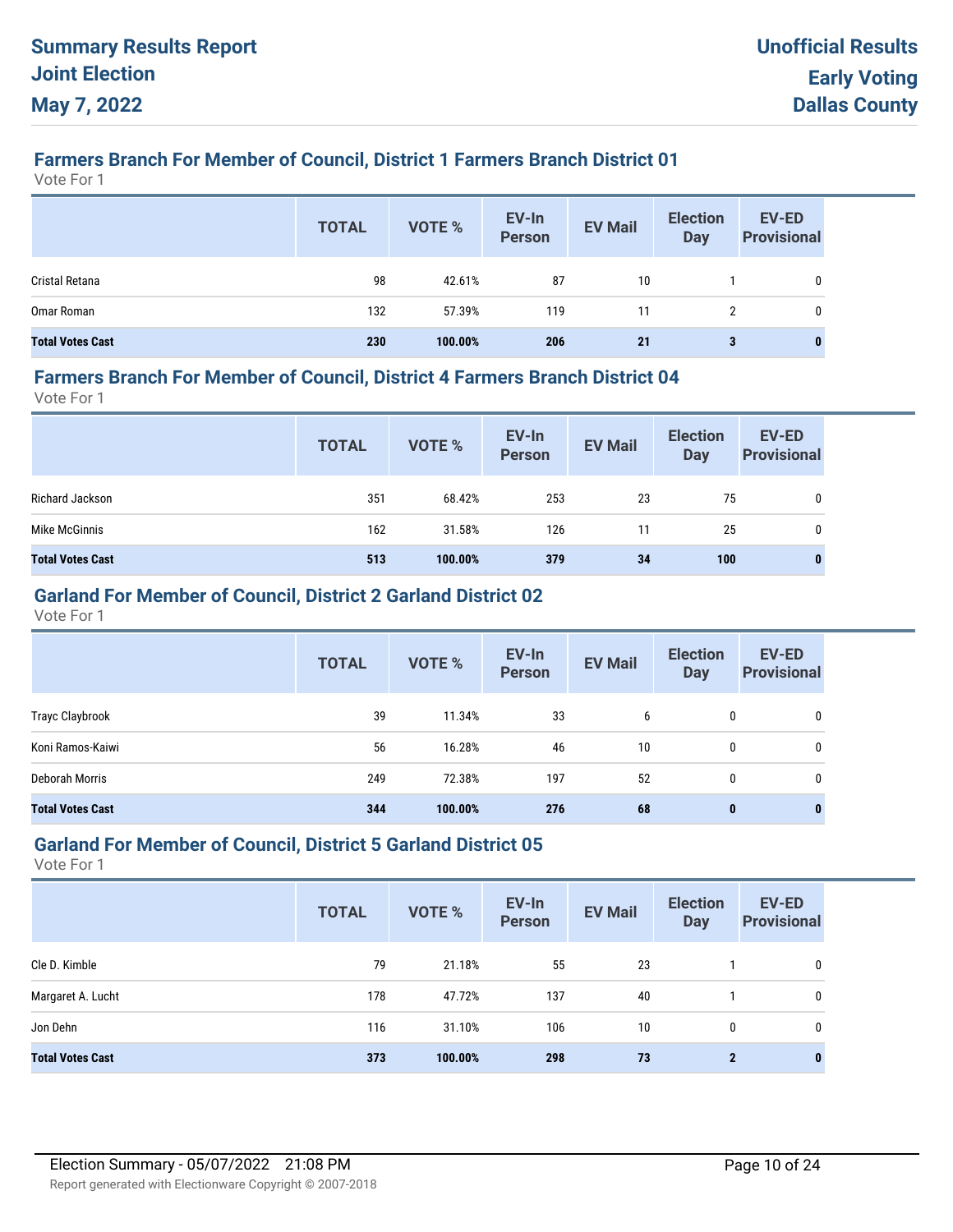# Summary Results Report
# Joint Election
# May 7, 2022

**Unofficial Results**
**Early Voting**
**Dallas County**

## Farmers Branch For Member of Council, District 1 Farmers Branch District 01

Vote For 1

| | TOTAL | VOTE % | EV-In Person | EV Mail | Election Day | EV-ED Provisional |
|---|---|---|---|---|---|---|
| Cristal Retana | 98 | 42.61% | 87 | 10 | 1 | 0 |
| Omar Roman | 132 | 57.39% | 119 | 11 | 2 | 0 |
| **Total Votes Cast** | **230** | **100.00%** | **206** | **21** | **3** | **0** |

## Farmers Branch For Member of Council, District 4 Farmers Branch District 04

Vote For 1

| | TOTAL | VOTE % | EV-In Person | EV Mail | Election Day | EV-ED Provisional |
|---|---|---|---|---|---|---|
| Richard Jackson | 351 | 68.42% | 253 | 23 | 75 | 0 |
| Mike McGinnis | 162 | 31.58% | 126 | 11 | 25 | 0 |
| **Total Votes Cast** | **513** | **100.00%** | **379** | **34** | **100** | **0** |

## Garland For Member of Council, District 2 Garland District 02

Vote For 1

| | TOTAL | VOTE % | EV-In Person | EV Mail | Election Day | EV-ED Provisional |
|---|---|---|---|---|---|---|
| Trayc Claybrook | 39 | 11.34% | 33 | 6 | 0 | 0 |
| Koni Ramos-Kaiwi | 56 | 16.28% | 46 | 10 | 0 | 0 |
| Deborah Morris | 249 | 72.38% | 197 | 52 | 0 | 0 |
| **Total Votes Cast** | **344** | **100.00%** | **276** | **68** | **0** | **0** |

## Garland For Member of Council, District 5 Garland District 05

Vote For 1

| | TOTAL | VOTE % | EV-In Person | EV Mail | Election Day | EV-ED Provisional |
|---|---|---|---|---|---|---|
| Cle D. Kimble | 79 | 21.18% | 55 | 23 | 1 | 0 |
| Margaret A. Lucht | 178 | 47.72% | 137 | 40 | 1 | 0 |
| Jon Dehn | 116 | 31.10% | 106 | 10 | 0 | 0 |
| **Total Votes Cast** | **373** | **100.00%** | **298** | **73** | **2** | **0** |

Election Summary - 05/07/2022 21:08 PM

Report generated with Electionware Copyright © 2007-2018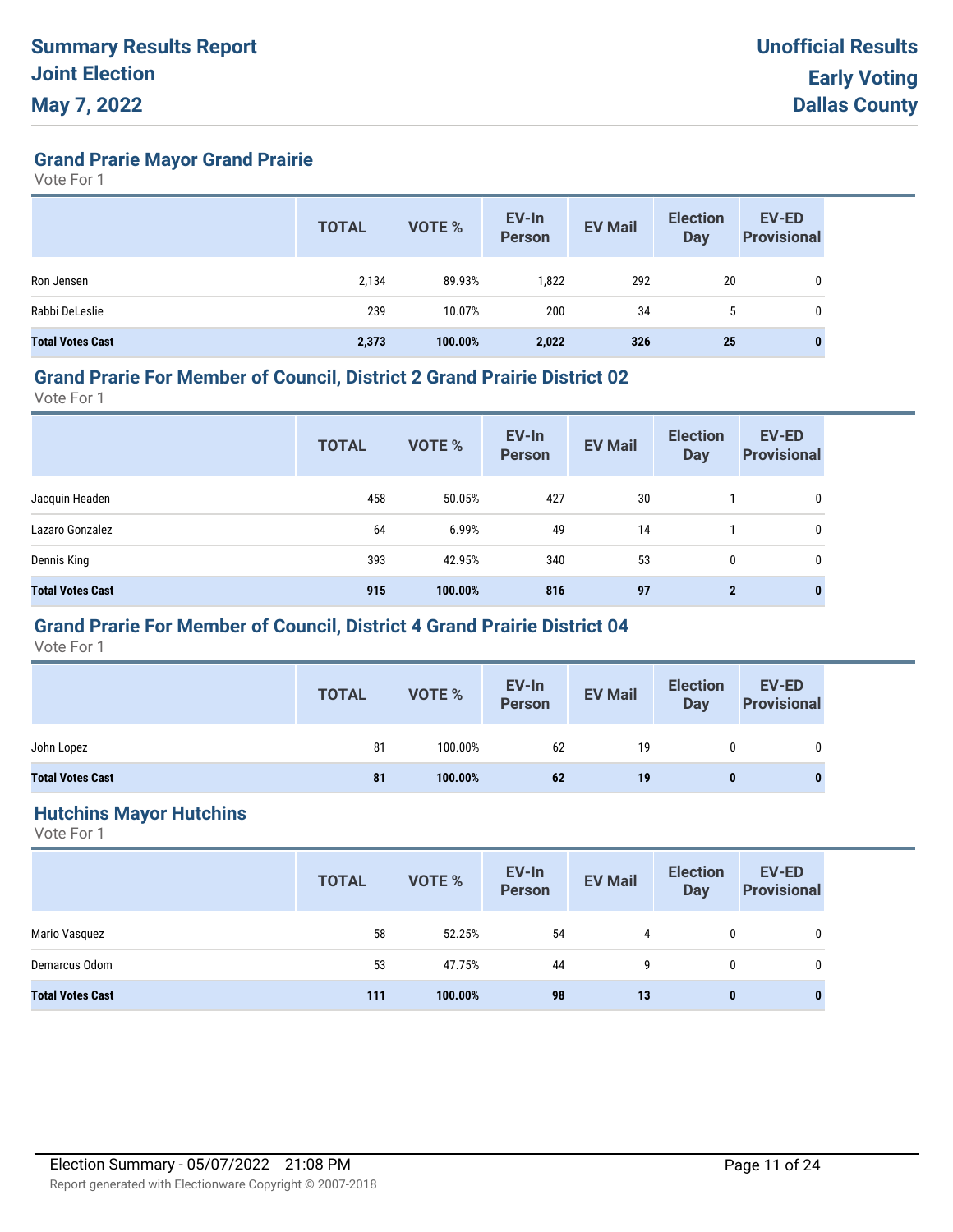# Summary Results Report
## Joint Election
## May 7, 2022

**Unofficial Results**
**Early Voting**
**Dallas County**

### Grand Prarie Mayor Grand Prairie

Vote For 1

| | TOTAL | VOTE % | EV-In Person | EV Mail | Election Day | EV-ED Provisional |
|---|---|---|---|---|---|---|
| Ron Jensen | 2,134 | 89.93% | 1,822 | 292 | 20 | 0 |
| Rabbi DeLeslie | 239 | 10.07% | 200 | 34 | 5 | 0 |
| **Total Votes Cast** | **2,373** | **100.00%** | **2,022** | **326** | **25** | **0** |

### Grand Prarie For Member of Council, District 2 Grand Prairie District 02

Vote For 1

| | TOTAL | VOTE % | EV-In Person | EV Mail | Election Day | EV-ED Provisional |
|---|---|---|---|---|---|---|
| Jacquin Headen | 458 | 50.05% | 427 | 30 | 1 | 0 |
| Lazaro Gonzalez | 64 | 6.99% | 49 | 14 | 1 | 0 |
| Dennis King | 393 | 42.95% | 340 | 53 | 0 | 0 |
| **Total Votes Cast** | **915** | **100.00%** | **816** | **97** | **2** | **0** |

### Grand Prarie For Member of Council, District 4 Grand Prairie District 04

Vote For 1

| | TOTAL | VOTE % | EV-In Person | EV Mail | Election Day | EV-ED Provisional |
|---|---|---|---|---|---|---|
| John Lopez | 81 | 100.00% | 62 | 19 | 0 | 0 |
| **Total Votes Cast** | **81** | **100.00%** | **62** | **19** | **0** | **0** |

### Hutchins Mayor Hutchins

Vote For 1

| | TOTAL | VOTE % | EV-In Person | EV Mail | Election Day | EV-ED Provisional |
|---|---|---|---|---|---|---|
| Mario Vasquez | 58 | 52.25% | 54 | 4 | 0 | 0 |
| Demarcus Odom | 53 | 47.75% | 44 | 9 | 0 | 0 |
| **Total Votes Cast** | **111** | **100.00%** | **98** | **13** | **0** | **0** |

Election Summary - 05/07/2022 21:08 PM

Report generated with Electionware Copyright © 2007-2018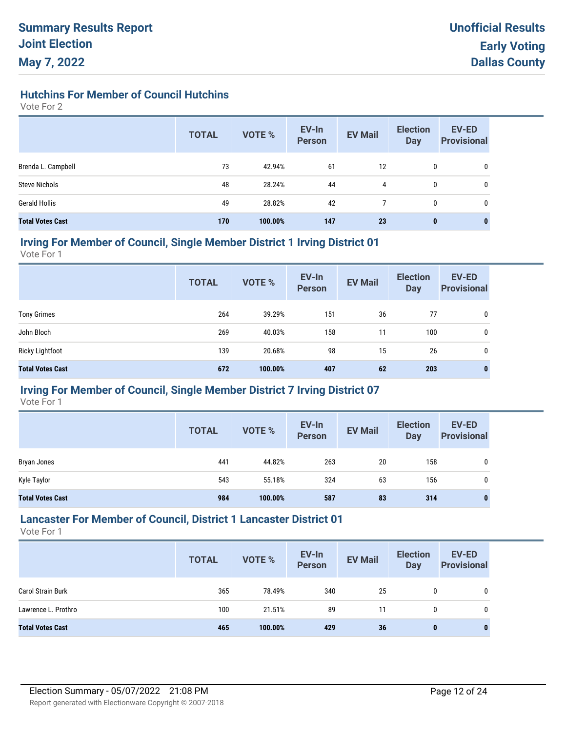# Summary Results Report
# Joint Election
# May 7, 2022

**Unofficial Results**
**Early Voting**
**Dallas County**

### Hutchins For Member of Council Hutchins

Vote For 2

| | TOTAL | VOTE % | EV-In Person | EV Mail | Election Day | EV-ED Provisional |
|---|---|---|---|---|---|---|
| Brenda L. Campbell | 73 | 42.94% | 61 | 12 | 0 | 0 |
| Steve Nichols | 48 | 28.24% | 44 | 4 | 0 | 0 |
| Gerald Hollis | 49 | 28.82% | 42 | 7 | 0 | 0 |
| **Total Votes Cast** | **170** | **100.00%** | **147** | **23** | **0** | **0** |

### Irving For Member of Council, Single Member District 1 Irving District 01

Vote For 1

| | TOTAL | VOTE % | EV-In Person | EV Mail | Election Day | EV-ED Provisional |
|---|---|---|---|---|---|---|
| Tony Grimes | 264 | 39.29% | 151 | 36 | 77 | 0 |
| John Bloch | 269 | 40.03% | 158 | 11 | 100 | 0 |
| Ricky Lightfoot | 139 | 20.68% | 98 | 15 | 26 | 0 |
| **Total Votes Cast** | **672** | **100.00%** | **407** | **62** | **203** | **0** |

### Irving For Member of Council, Single Member District 7 Irving District 07

Vote For 1

| | TOTAL | VOTE % | EV-In Person | EV Mail | Election Day | EV-ED Provisional |
|---|---|---|---|---|---|---|
| Bryan Jones | 441 | 44.82% | 263 | 20 | 158 | 0 |
| Kyle Taylor | 543 | 55.18% | 324 | 63 | 156 | 0 |
| **Total Votes Cast** | **984** | **100.00%** | **587** | **83** | **314** | **0** |

### Lancaster For Member of Council, District 1 Lancaster District 01

Vote For 1

| | TOTAL | VOTE % | EV-In Person | EV Mail | Election Day | EV-ED Provisional |
|---|---|---|---|---|---|---|
| Carol Strain Burk | 365 | 78.49% | 340 | 25 | 0 | 0 |
| Lawrence L. Prothro | 100 | 21.51% | 89 | 11 | 0 | 0 |
| **Total Votes Cast** | **465** | **100.00%** | **429** | **36** | **0** | **0** |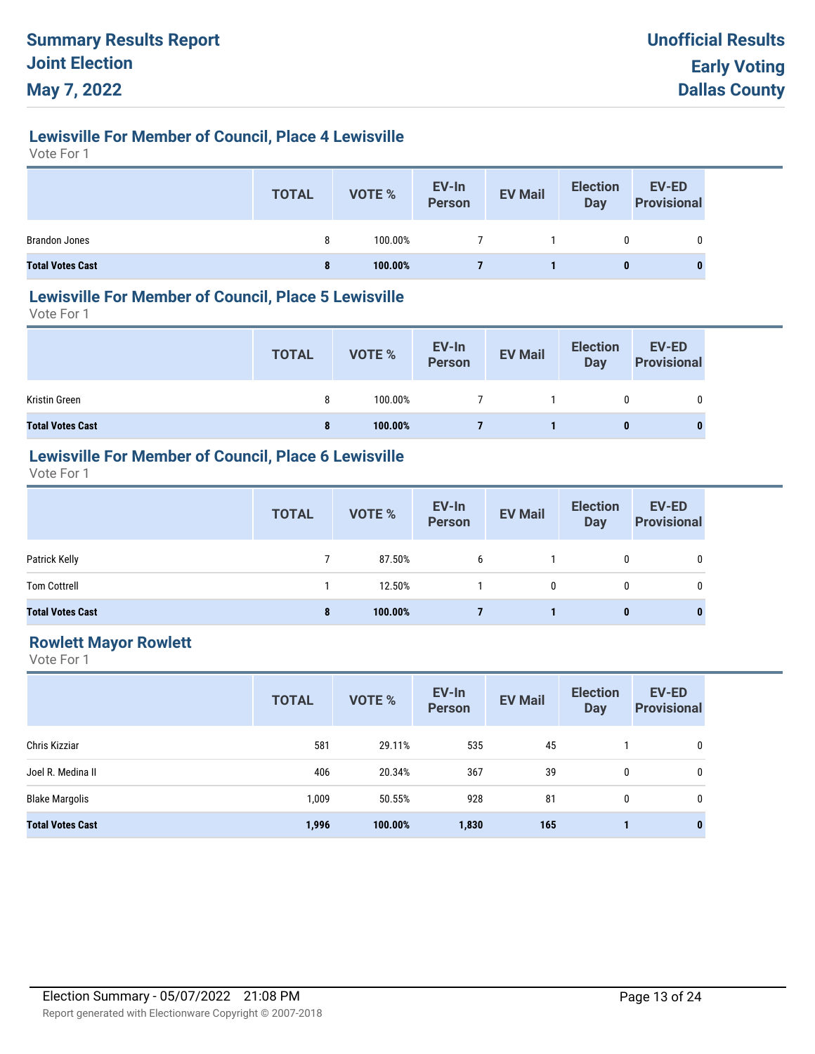## Lewisville For Member of Council, Place 4 Lewisville

Vote For 1

| | TOTAL | VOTE % | EV-In Person | EV Mail | Election Day | EV-ED Provisional |
|---|---|---|---|---|---|---|
| Brandon Jones | 8 | 100.00% | 7 | 1 | 0 | 0 |
| **Total Votes Cast** | **8** | **100.00%** | **7** | **1** | **0** | **0** |

## Lewisville For Member of Council, Place 5 Lewisville

Vote For 1

| | TOTAL | VOTE % | EV-In Person | EV Mail | Election Day | EV-ED Provisional |
|---|---|---|---|---|---|---|
| Kristin Green | 8 | 100.00% | 7 | 1 | 0 | 0 |
| **Total Votes Cast** | **8** | **100.00%** | **7** | **1** | **0** | **0** |

## Lewisville For Member of Council, Place 6 Lewisville

Vote For 1

| | TOTAL | VOTE % | EV-In Person | EV Mail | Election Day | EV-ED Provisional |
|---|---|---|---|---|---|---|
| Patrick Kelly | 7 | 87.50% | 6 | 1 | 0 | 0 |
| Tom Cottrell | 1 | 12.50% | 1 | 0 | 0 | 0 |
| **Total Votes Cast** | **8** | **100.00%** | **7** | **1** | **0** | **0** |

## Rowlett Mayor Rowlett

Vote For 1

| | TOTAL | VOTE % | EV-In Person | EV Mail | Election Day | EV-ED Provisional |
|---|---|---|---|---|---|---|
| Chris Kizziar | 581 | 29.11% | 535 | 45 | 1 | 0 |
| Joel R. Medina II | 406 | 20.34% | 367 | 39 | 0 | 0 |
| Blake Margolis | 1,009 | 50.55% | 928 | 81 | 0 | 0 |
| **Total Votes Cast** | **1,996** | **100.00%** | **1,830** | **165** | **1** | **0** |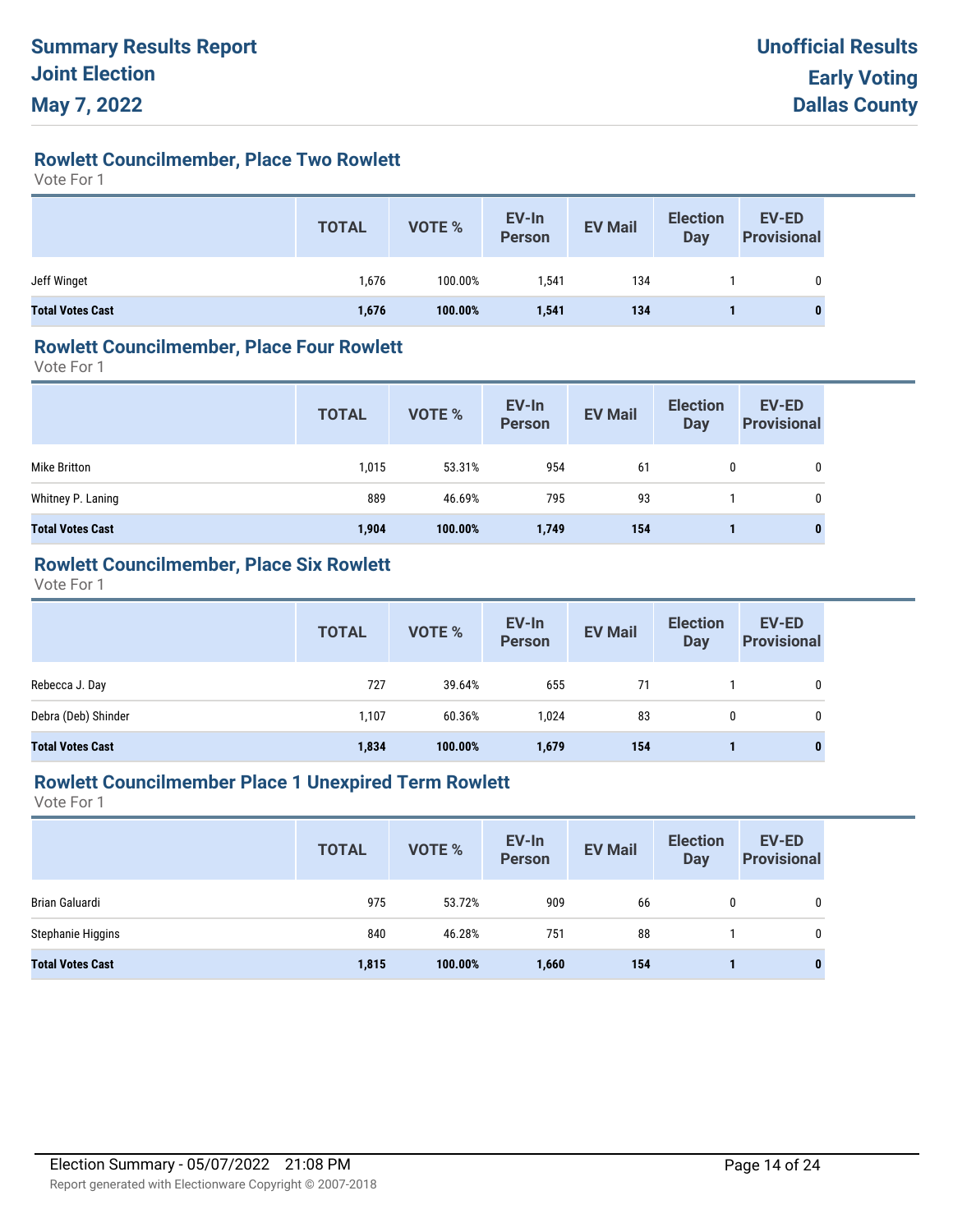# Summary Results Report
# Joint Election
# May 7, 2022

**Unofficial Results**
**Early Voting**
**Dallas County**

## Rowlett Councilmember, Place Two Rowlett

Vote For 1

| | TOTAL | VOTE % | EV-In Person | EV Mail | Election Day | EV-ED Provisional |
|---|---|---|---|---|---|---|
| Jeff Winget | 1,676 | 100.00% | 1,541 | 134 | 1 | 0 |
| **Total Votes Cast** | **1,676** | **100.00%** | **1,541** | **134** | **1** | **0** |

## Rowlett Councilmember, Place Four Rowlett

Vote For 1

| | TOTAL | VOTE % | EV-In Person | EV Mail | Election Day | EV-ED Provisional |
|---|---|---|---|---|---|---|
| Mike Britton | 1,015 | 53.31% | 954 | 61 | 0 | 0 |
| Whitney P. Laning | 889 | 46.69% | 795 | 93 | 1 | 0 |
| **Total Votes Cast** | **1,904** | **100.00%** | **1,749** | **154** | **1** | **0** |

## Rowlett Councilmember, Place Six Rowlett

Vote For 1

| | TOTAL | VOTE % | EV-In Person | EV Mail | Election Day | EV-ED Provisional |
|---|---|---|---|---|---|---|
| Rebecca J. Day | 727 | 39.64% | 655 | 71 | 1 | 0 |
| Debra (Deb) Shinder | 1,107 | 60.36% | 1,024 | 83 | 0 | 0 |
| **Total Votes Cast** | **1,834** | **100.00%** | **1,679** | **154** | **1** | **0** |

## Rowlett Councilmember Place 1 Unexpired Term Rowlett

Vote For 1

| | TOTAL | VOTE % | EV-In Person | EV Mail | Election Day | EV-ED Provisional |
|---|---|---|---|---|---|---|
| Brian Galuardi | 975 | 53.72% | 909 | 66 | 0 | 0 |
| Stephanie Higgins | 840 | 46.28% | 751 | 88 | 1 | 0 |
| **Total Votes Cast** | **1,815** | **100.00%** | **1,660** | **154** | **1** | **0** |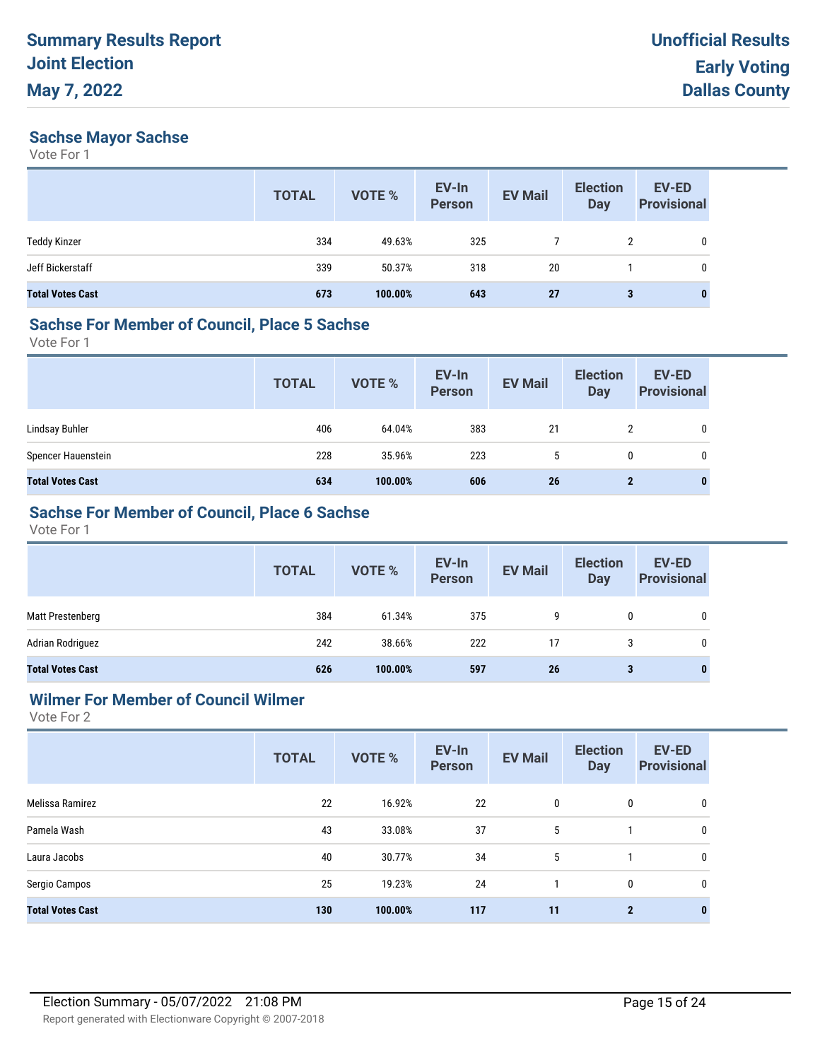# Summary Results Report
# Joint Election
# May 7, 2022

**Unofficial Results**
**Early Voting**
**Dallas County**

## Sachse Mayor Sachse

Vote For 1

| | TOTAL | VOTE % | EV-In Person | EV Mail | Election Day | EV-ED Provisional |
|---|---|---|---|---|---|---|
| Teddy Kinzer | 334 | 49.63% | 325 | 7 | 2 | 0 |
| Jeff Bickerstaff | 339 | 50.37% | 318 | 20 | 1 | 0 |
| **Total Votes Cast** | **673** | **100.00%** | **643** | **27** | **3** | **0** |

## Sachse For Member of Council, Place 5 Sachse

Vote For 1

| | TOTAL | VOTE % | EV-In Person | EV Mail | Election Day | EV-ED Provisional |
|---|---|---|---|---|---|---|
| Lindsay Buhler | 406 | 64.04% | 383 | 21 | 2 | 0 |
| Spencer Hauenstein | 228 | 35.96% | 223 | 5 | 0 | 0 |
| **Total Votes Cast** | **634** | **100.00%** | **606** | **26** | **2** | **0** |

## Sachse For Member of Council, Place 6 Sachse

Vote For 1

| | TOTAL | VOTE % | EV-In Person | EV Mail | Election Day | EV-ED Provisional |
|---|---|---|---|---|---|---|
| Matt Prestenberg | 384 | 61.34% | 375 | 9 | 0 | 0 |
| Adrian Rodriguez | 242 | 38.66% | 222 | 17 | 3 | 0 |
| **Total Votes Cast** | **626** | **100.00%** | **597** | **26** | **3** | **0** |

## Wilmer For Member of Council Wilmer

Vote For 2

| | TOTAL | VOTE % | EV-In Person | EV Mail | Election Day | EV-ED Provisional |
|---|---|---|---|---|---|---|
| Melissa Ramirez | 22 | 16.92% | 22 | 0 | 0 | 0 |
| Pamela Wash | 43 | 33.08% | 37 | 5 | 1 | 0 |
| Laura Jacobs | 40 | 30.77% | 34 | 5 | 1 | 0 |
| Sergio Campos | 25 | 19.23% | 24 | 1 | 0 | 0 |
| **Total Votes Cast** | **130** | **100.00%** | **117** | **11** | **2** | **0** |

Election Summary - 05/07/2022 21:08 PM

Report generated with Electionware Copyright © 2007-2018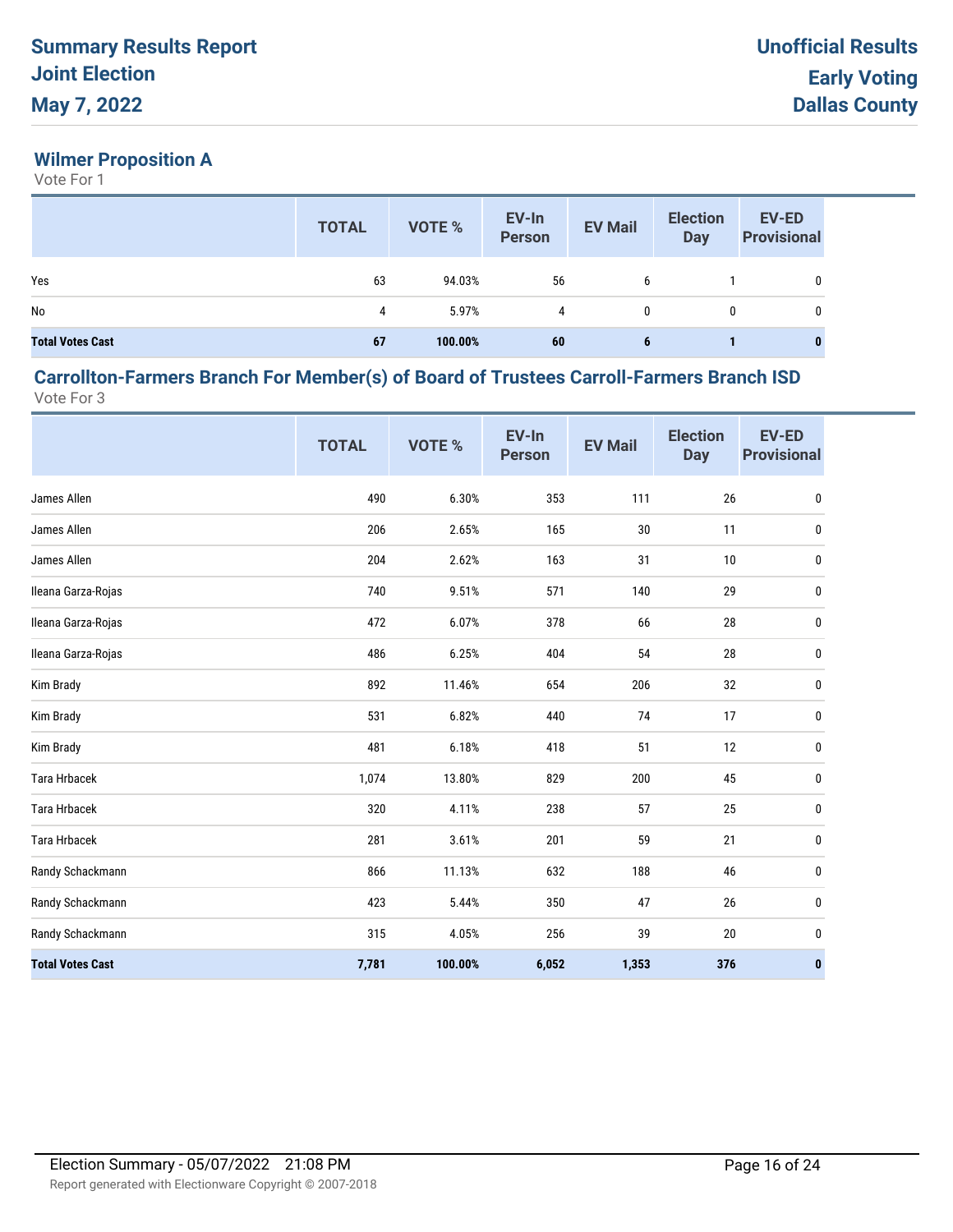# Summary Results Report
# Joint Election
# May 7, 2022

**Unofficial Results**
**Early Voting**
**Dallas County**

## Wilmer Proposition A

Vote For 1

| | TOTAL | VOTE % | EV-In Person | EV Mail | Election Day | EV-ED Provisional |
|---|---|---|---|---|---|---|
| Yes | 63 | 94.03% | 56 | 6 | 1 | 0 |
| No | 4 | 5.97% | 4 | 0 | 0 | 0 |
| **Total Votes Cast** | **67** | **100.00%** | **60** | **6** | **1** | **0** |

## Carrollton-Farmers Branch For Member(s) of Board of Trustees Carroll-Farmers Branch ISD

Vote For 3

| | TOTAL | VOTE % | EV-In Person | EV Mail | Election Day | EV-ED Provisional |
|---|---|---|---|---|---|---|
| James Allen | 490 | 6.30% | 353 | 111 | 26 | 0 |
| James Allen | 206 | 2.65% | 165 | 30 | 11 | 0 |
| James Allen | 204 | 2.62% | 163 | 31 | 10 | 0 |
| Ileana Garza-Rojas | 740 | 9.51% | 571 | 140 | 29 | 0 |
| Ileana Garza-Rojas | 472 | 6.07% | 378 | 66 | 28 | 0 |
| Ileana Garza-Rojas | 486 | 6.25% | 404 | 54 | 28 | 0 |
| Kim Brady | 892 | 11.46% | 654 | 206 | 32 | 0 |
| Kim Brady | 531 | 6.82% | 440 | 74 | 17 | 0 |
| Kim Brady | 481 | 6.18% | 418 | 51 | 12 | 0 |
| Tara Hrbacek | 1,074 | 13.80% | 829 | 200 | 45 | 0 |
| Tara Hrbacek | 320 | 4.11% | 238 | 57 | 25 | 0 |
| Tara Hrbacek | 281 | 3.61% | 201 | 59 | 21 | 0 |
| Randy Schackmann | 866 | 11.13% | 632 | 188 | 46 | 0 |
| Randy Schackmann | 423 | 5.44% | 350 | 47 | 26 | 0 |
| Randy Schackmann | 315 | 4.05% | 256 | 39 | 20 | 0 |
| **Total Votes Cast** | **7,781** | **100.00%** | **6,052** | **1,353** | **376** | **0** |

Election Summary - 05/07/2022 21:08 PM

Report generated with Electionware Copyright © 2007-2018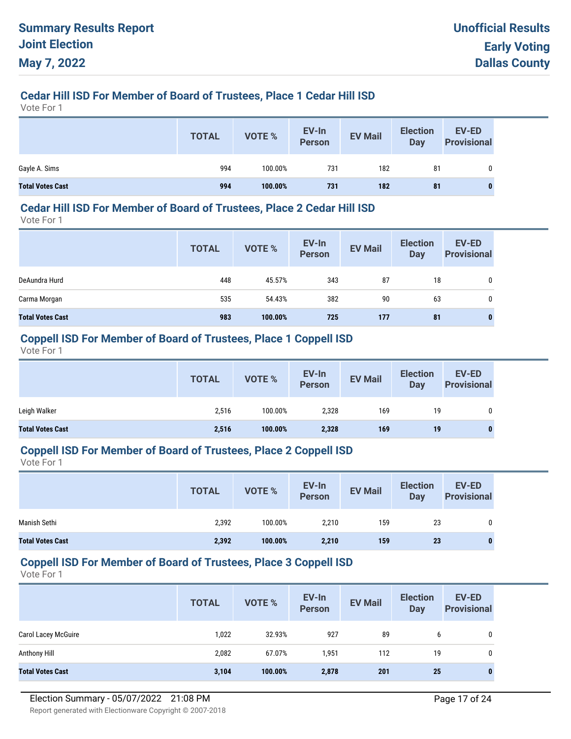# Summary Results Report
# Joint Election
# May 7, 2022

**Unofficial Results**
**Early Voting**
**Dallas County**

## Cedar Hill ISD For Member of Board of Trustees, Place 1 Cedar Hill ISD

Vote For 1

| | TOTAL | VOTE % | EV-In Person | EV Mail | Election Day | EV-ED Provisional |
|---|---|---|---|---|---|---|
| Gayle A. Sims | 994 | 100.00% | 731 | 182 | 81 | 0 |
| **Total Votes Cast** | **994** | **100.00%** | **731** | **182** | **81** | **0** |

## Cedar Hill ISD For Member of Board of Trustees, Place 2 Cedar Hill ISD

Vote For 1

| | TOTAL | VOTE % | EV-In Person | EV Mail | Election Day | EV-ED Provisional |
|---|---|---|---|---|---|---|
| DeAundra Hurd | 448 | 45.57% | 343 | 87 | 18 | 0 |
| Carma Morgan | 535 | 54.43% | 382 | 90 | 63 | 0 |
| **Total Votes Cast** | **983** | **100.00%** | **725** | **177** | **81** | **0** |

## Coppell ISD For Member of Board of Trustees, Place 1 Coppell ISD

Vote For 1

| | TOTAL | VOTE % | EV-In Person | EV Mail | Election Day | EV-ED Provisional |
|---|---|---|---|---|---|---|
| Leigh Walker | 2,516 | 100.00% | 2,328 | 169 | 19 | 0 |
| **Total Votes Cast** | **2,516** | **100.00%** | **2,328** | **169** | **19** | **0** |

## Coppell ISD For Member of Board of Trustees, Place 2 Coppell ISD

Vote For 1

| | TOTAL | VOTE % | EV-In Person | EV Mail | Election Day | EV-ED Provisional |
|---|---|---|---|---|---|---|
| Manish Sethi | 2,392 | 100.00% | 2,210 | 159 | 23 | 0 |
| **Total Votes Cast** | **2,392** | **100.00%** | **2,210** | **159** | **23** | **0** |

## Coppell ISD For Member of Board of Trustees, Place 3 Coppell ISD

Vote For 1

| | TOTAL | VOTE % | EV-In Person | EV Mail | Election Day | EV-ED Provisional |
|---|---|---|---|---|---|---|
| Carol Lacey McGuire | 1,022 | 32.93% | 927 | 89 | 6 | 0 |
| Anthony Hill | 2,082 | 67.07% | 1,951 | 112 | 19 | 0 |
| **Total Votes Cast** | **3,104** | **100.00%** | **2,878** | **201** | **25** | **0** |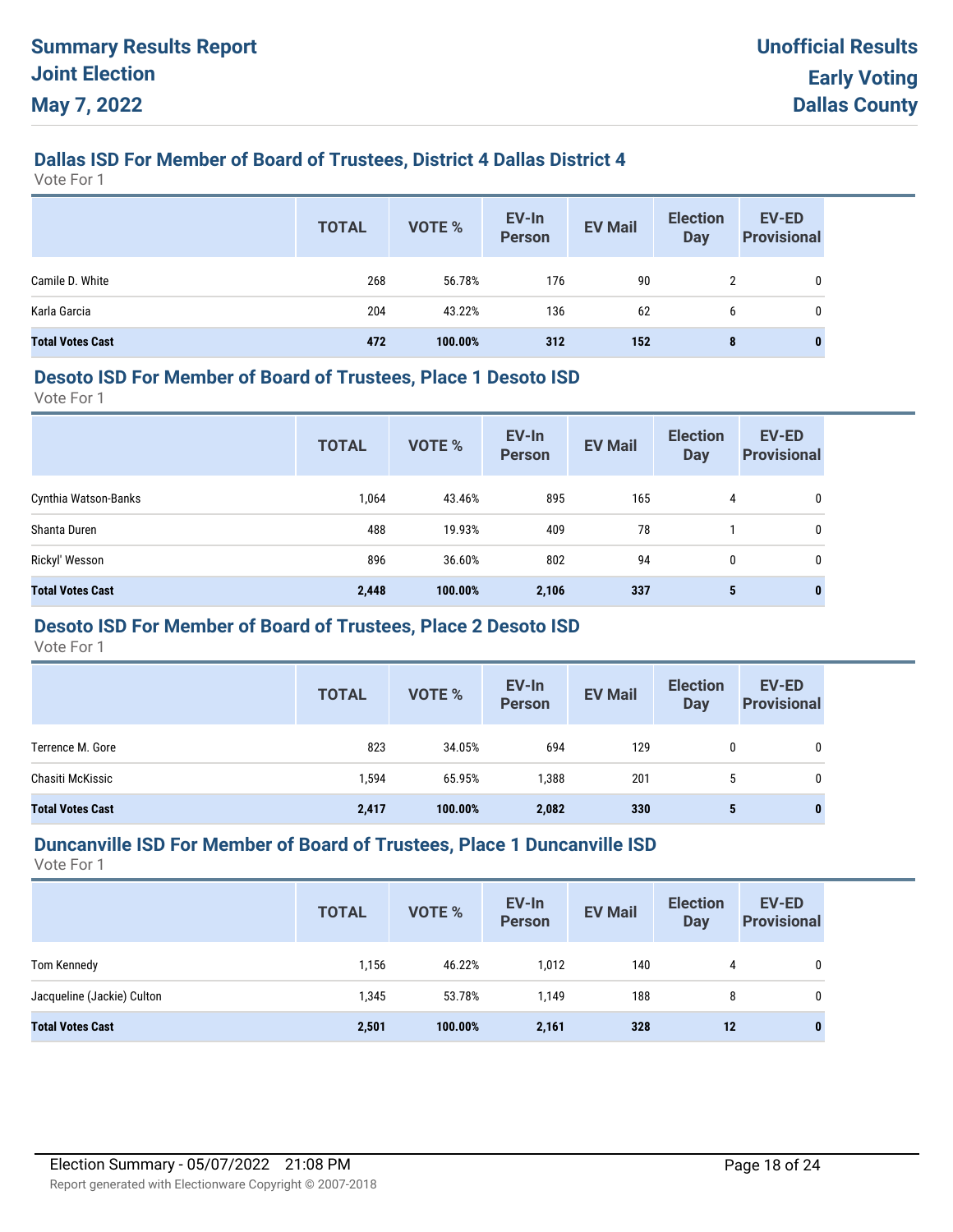# Summary Results Report
# Joint Election
# May 7, 2022

**Unofficial Results**
**Early Voting**
**Dallas County**

## Dallas ISD For Member of Board of Trustees, District 4 Dallas District 4

Vote For 1

| | TOTAL | VOTE % | EV-In Person | EV Mail | Election Day | EV-ED Provisional |
|---|---|---|---|---|---|---|
| Camile D. White | 268 | 56.78% | 176 | 90 | 2 | 0 |
| Karla Garcia | 204 | 43.22% | 136 | 62 | 6 | 0 |
| **Total Votes Cast** | **472** | **100.00%** | **312** | **152** | **8** | **0** |

## Desoto ISD For Member of Board of Trustees, Place 1 Desoto ISD

Vote For 1

| | TOTAL | VOTE % | EV-In Person | EV Mail | Election Day | EV-ED Provisional |
|---|---|---|---|---|---|---|
| Cynthia Watson-Banks | 1,064 | 43.46% | 895 | 165 | 4 | 0 |
| Shanta Duren | 488 | 19.93% | 409 | 78 | 1 | 0 |
| Rickyl' Wesson | 896 | 36.60% | 802 | 94 | 0 | 0 |
| **Total Votes Cast** | **2,448** | **100.00%** | **2,106** | **337** | **5** | **0** |

## Desoto ISD For Member of Board of Trustees, Place 2 Desoto ISD

Vote For 1

| | TOTAL | VOTE % | EV-In Person | EV Mail | Election Day | EV-ED Provisional |
|---|---|---|---|---|---|---|
| Terrence M. Gore | 823 | 34.05% | 694 | 129 | 0 | 0 |
| Chasiti McKissic | 1,594 | 65.95% | 1,388 | 201 | 5 | 0 |
| **Total Votes Cast** | **2,417** | **100.00%** | **2,082** | **330** | **5** | **0** |

## Duncanville ISD For Member of Board of Trustees, Place 1 Duncanville ISD

Vote For 1

| | TOTAL | VOTE % | EV-In Person | EV Mail | Election Day | EV-ED Provisional |
|---|---|---|---|---|---|---|
| Tom Kennedy | 1,156 | 46.22% | 1,012 | 140 | 4 | 0 |
| Jacqueline (Jackie) Culton | 1,345 | 53.78% | 1,149 | 188 | 8 | 0 |
| **Total Votes Cast** | **2,501** | **100.00%** | **2,161** | **328** | **12** | **0** |

Election Summary - 05/07/2022 21:08 PM

Report generated with Electionware Copyright © 2007-2018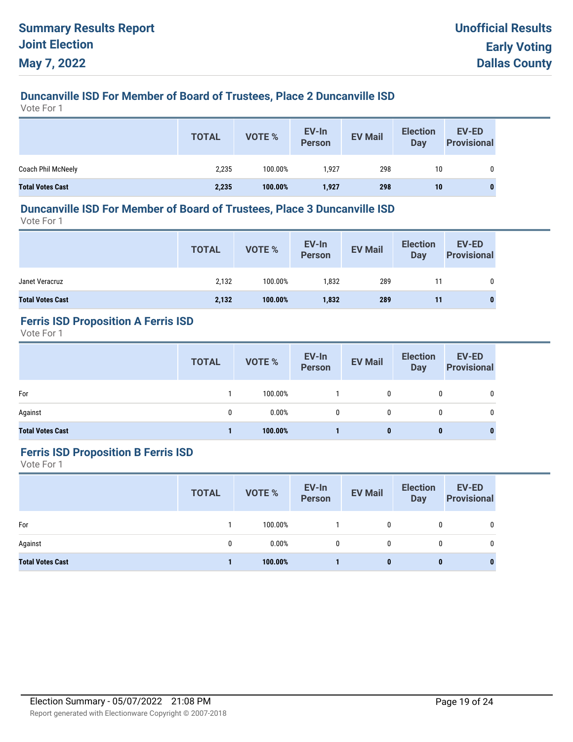## Duncanville ISD For Member of Board of Trustees, Place 2 Duncanville ISD

Vote For 1

| | TOTAL | VOTE % | EV-In Person | EV Mail | Election Day | EV-ED Provisional |
|---|---|---|---|---|---|---|
| Coach Phil McNeely | 2,235 | 100.00% | 1,927 | 298 | 10 | 0 |
| **Total Votes Cast** | **2,235** | **100.00%** | **1,927** | **298** | **10** | **0** |

## Duncanville ISD For Member of Board of Trustees, Place 3 Duncanville ISD

Vote For 1

| | TOTAL | VOTE % | EV-In Person | EV Mail | Election Day | EV-ED Provisional |
|---|---|---|---|---|---|---|
| Janet Veracruz | 2,132 | 100.00% | 1,832 | 289 | 11 | 0 |
| **Total Votes Cast** | **2,132** | **100.00%** | **1,832** | **289** | **11** | **0** |

## Ferris ISD Proposition A Ferris ISD

Vote For 1

| | TOTAL | VOTE % | EV-In Person | EV Mail | Election Day | EV-ED Provisional |
|---|---|---|---|---|---|---|
| For | 1 | 100.00% | 1 | 0 | 0 | 0 |
| Against | 0 | 0.00% | 0 | 0 | 0 | 0 |
| **Total Votes Cast** | **1** | **100.00%** | **1** | **0** | **0** | **0** |

## Ferris ISD Proposition B Ferris ISD

Vote For 1

| | TOTAL | VOTE % | EV-In Person | EV Mail | Election Day | EV-ED Provisional |
|---|---|---|---|---|---|---|
| For | 1 | 100.00% | 1 | 0 | 0 | 0 |
| Against | 0 | 0.00% | 0 | 0 | 0 | 0 |
| **Total Votes Cast** | **1** | **100.00%** | **1** | **0** | **0** | **0** |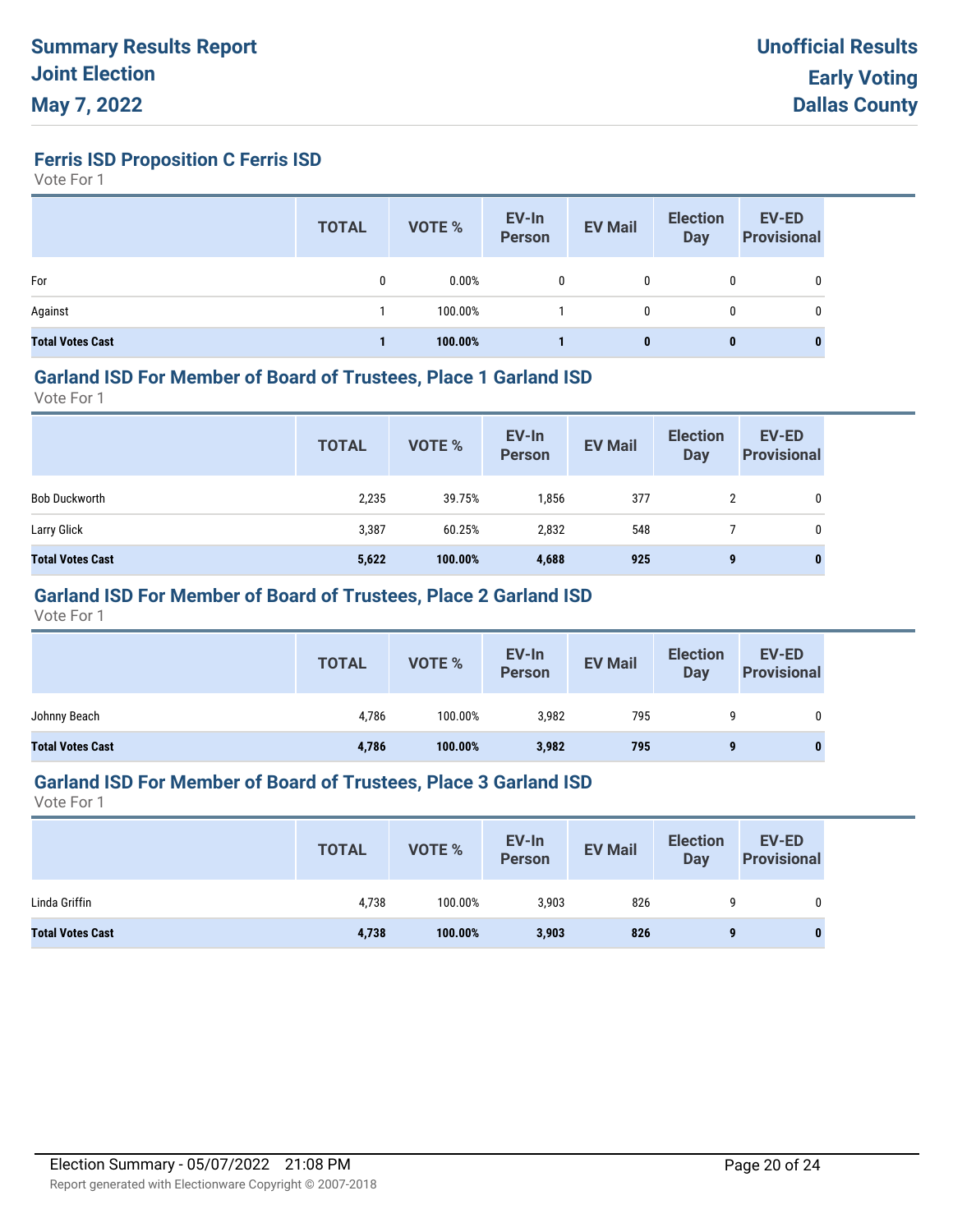# Summary Results Report
# Joint Election
# May 7, 2022

**Unofficial Results**
**Early Voting**
**Dallas County**

### Ferris ISD Proposition C Ferris ISD

Vote For 1

| | TOTAL | VOTE % | EV-In Person | EV Mail | Election Day | EV-ED Provisional |
|---|---|---|---|---|---|---|
| For | 0 | 0.00% | 0 | 0 | 0 | 0 |
| Against | 1 | 100.00% | 1 | 0 | 0 | 0 |
| **Total Votes Cast** | **1** | **100.00%** | **1** | **0** | **0** | **0** |

### Garland ISD For Member of Board of Trustees, Place 1 Garland ISD

Vote For 1

| | TOTAL | VOTE % | EV-In Person | EV Mail | Election Day | EV-ED Provisional |
|---|---|---|---|---|---|---|
| Bob Duckworth | 2,235 | 39.75% | 1,856 | 377 | 2 | 0 |
| Larry Glick | 3,387 | 60.25% | 2,832 | 548 | 7 | 0 |
| **Total Votes Cast** | **5,622** | **100.00%** | **4,688** | **925** | **9** | **0** |

### Garland ISD For Member of Board of Trustees, Place 2 Garland ISD

Vote For 1

| | TOTAL | VOTE % | EV-In Person | EV Mail | Election Day | EV-ED Provisional |
|---|---|---|---|---|---|---|
| Johnny Beach | 4,786 | 100.00% | 3,982 | 795 | 9 | 0 |
| **Total Votes Cast** | **4,786** | **100.00%** | **3,982** | **795** | **9** | **0** |

### Garland ISD For Member of Board of Trustees, Place 3 Garland ISD

Vote For 1

| | TOTAL | VOTE % | EV-In Person | EV Mail | Election Day | EV-ED Provisional |
|---|---|---|---|---|---|---|
| Linda Griffin | 4,738 | 100.00% | 3,903 | 826 | 9 | 0 |
| **Total Votes Cast** | **4,738** | **100.00%** | **3,903** | **826** | **9** | **0** |

Election Summary - 05/07/2022 21:08 PM

Report generated with Electionware Copyright © 2007-2018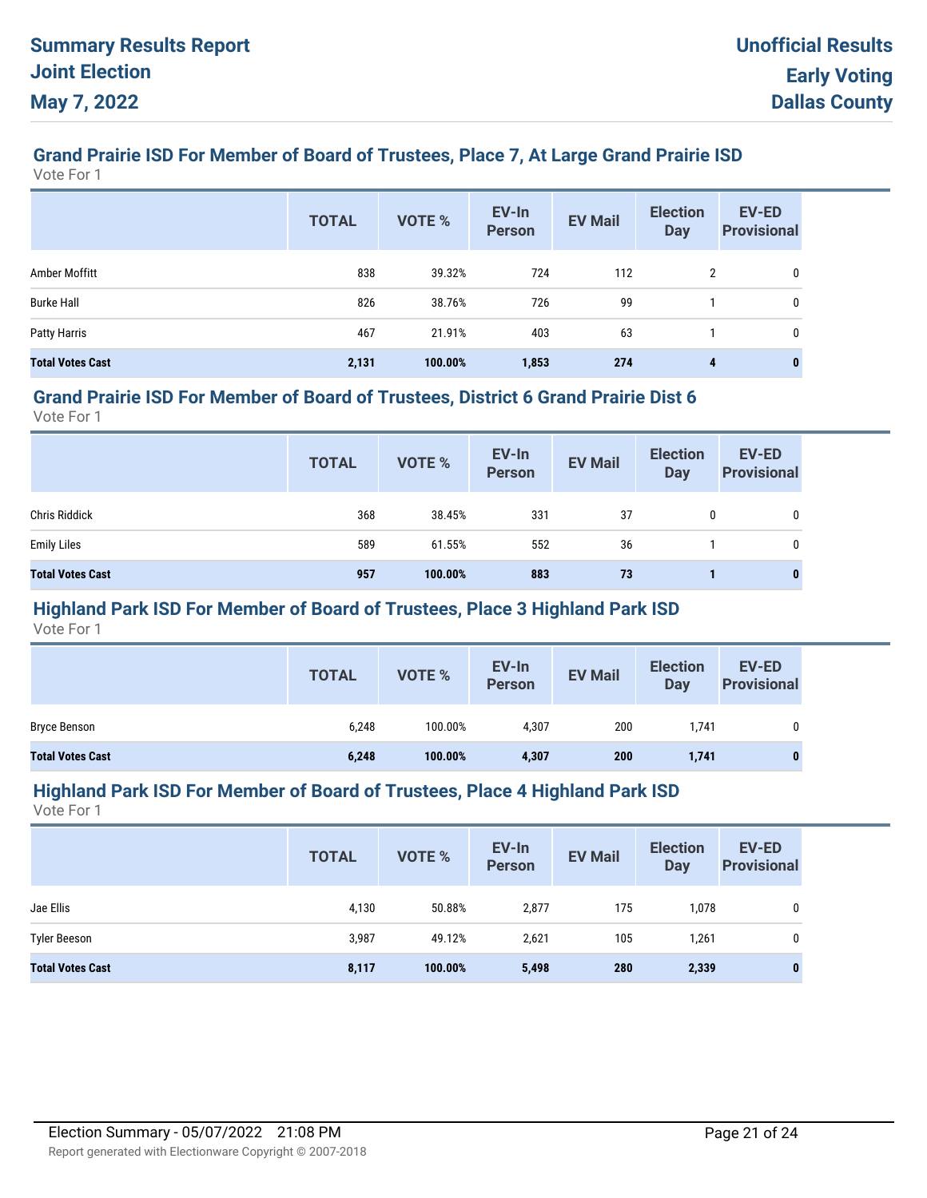# Summary Results Report
# Joint Election
# May 7, 2022

**Unofficial Results**
**Early Voting**
**Dallas County**

## Grand Prairie ISD For Member of Board of Trustees, Place 7, At Large Grand Prairie ISD

Vote For 1

| | TOTAL | VOTE % | EV-In Person | EV Mail | Election Day | EV-ED Provisional |
|---|---|---|---|---|---|---|
| Amber Moffitt | 838 | 39.32% | 724 | 112 | 2 | 0 |
| Burke Hall | 826 | 38.76% | 726 | 99 | 1 | 0 |
| Patty Harris | 467 | 21.91% | 403 | 63 | 1 | 0 |
| **Total Votes Cast** | **2,131** | **100.00%** | **1,853** | **274** | **4** | **0** |

## Grand Prairie ISD For Member of Board of Trustees, District 6 Grand Prairie Dist 6

Vote For 1

| | TOTAL | VOTE % | EV-In Person | EV Mail | Election Day | EV-ED Provisional |
|---|---|---|---|---|---|---|
| Chris Riddick | 368 | 38.45% | 331 | 37 | 0 | 0 |
| Emily Liles | 589 | 61.55% | 552 | 36 | 1 | 0 |
| **Total Votes Cast** | **957** | **100.00%** | **883** | **73** | **1** | **0** |

## Highland Park ISD For Member of Board of Trustees, Place 3 Highland Park ISD

Vote For 1

| | TOTAL | VOTE % | EV-In Person | EV Mail | Election Day | EV-ED Provisional |
|---|---|---|---|---|---|---|
| Bryce Benson | 6,248 | 100.00% | 4,307 | 200 | 1,741 | 0 |
| **Total Votes Cast** | **6,248** | **100.00%** | **4,307** | **200** | **1,741** | **0** |

## Highland Park ISD For Member of Board of Trustees, Place 4 Highland Park ISD

Vote For 1

| | TOTAL | VOTE % | EV-In Person | EV Mail | Election Day | EV-ED Provisional |
|---|---|---|---|---|---|---|
| Jae Ellis | 4,130 | 50.88% | 2,877 | 175 | 1,078 | 0 |
| Tyler Beeson | 3,987 | 49.12% | 2,621 | 105 | 1,261 | 0 |
| **Total Votes Cast** | **8,117** | **100.00%** | **5,498** | **280** | **2,339** | **0** |

Election Summary - 05/07/2022 21:08 PM

Report generated with Electionware Copyright © 2007-2018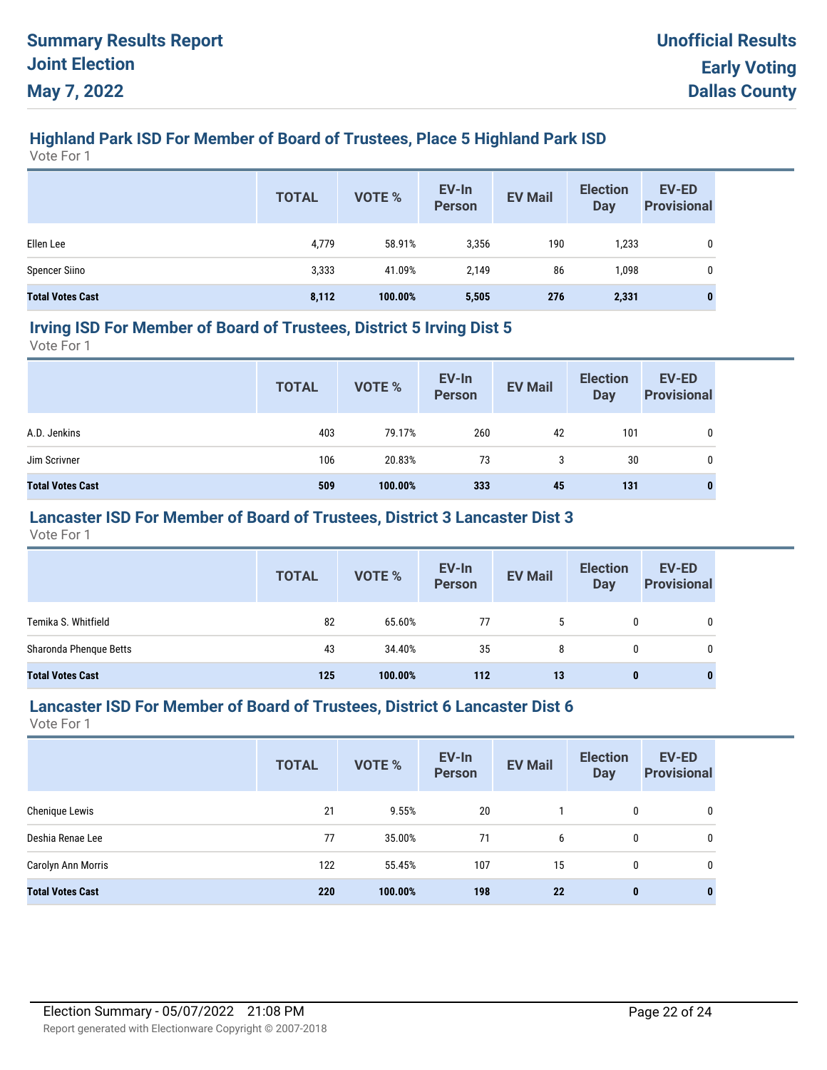## Highland Park ISD For Member of Board of Trustees, Place 5 Highland Park ISD

Vote For 1

| | TOTAL | VOTE % | EV-In Person | EV Mail | Election Day | EV-ED Provisional |
|---|---|---|---|---|---|---|
| Ellen Lee | 4,779 | 58.91% | 3,356 | 190 | 1,233 | 0 |
| Spencer Siino | 3,333 | 41.09% | 2,149 | 86 | 1,098 | 0 |
| **Total Votes Cast** | **8,112** | **100.00%** | **5,505** | **276** | **2,331** | **0** |

## Irving ISD For Member of Board of Trustees, District 5 Irving Dist 5

Vote For 1

| | TOTAL | VOTE % | EV-In Person | EV Mail | Election Day | EV-ED Provisional |
|---|---|---|---|---|---|---|
| A.D. Jenkins | 403 | 79.17% | 260 | 42 | 101 | 0 |
| Jim Scrivner | 106 | 20.83% | 73 | 3 | 30 | 0 |
| **Total Votes Cast** | **509** | **100.00%** | **333** | **45** | **131** | **0** |

## Lancaster ISD For Member of Board of Trustees, District 3 Lancaster Dist 3

Vote For 1

| | TOTAL | VOTE % | EV-In Person | EV Mail | Election Day | EV-ED Provisional |
|---|---|---|---|---|---|---|
| Temika S. Whitfield | 82 | 65.60% | 77 | 5 | 0 | 0 |
| Sharonda Phenque Betts | 43 | 34.40% | 35 | 8 | 0 | 0 |
| **Total Votes Cast** | **125** | **100.00%** | **112** | **13** | **0** | **0** |

## Lancaster ISD For Member of Board of Trustees, District 6 Lancaster Dist 6

Vote For 1

| | TOTAL | VOTE % | EV-In Person | EV Mail | Election Day | EV-ED Provisional |
|---|---|---|---|---|---|---|
| Chenique Lewis | 21 | 9.55% | 20 | 1 | 0 | 0 |
| Deshia Renae Lee | 77 | 35.00% | 71 | 6 | 0 | 0 |
| Carolyn Ann Morris | 122 | 55.45% | 107 | 15 | 0 | 0 |
| **Total Votes Cast** | **220** | **100.00%** | **198** | **22** | **0** | **0** |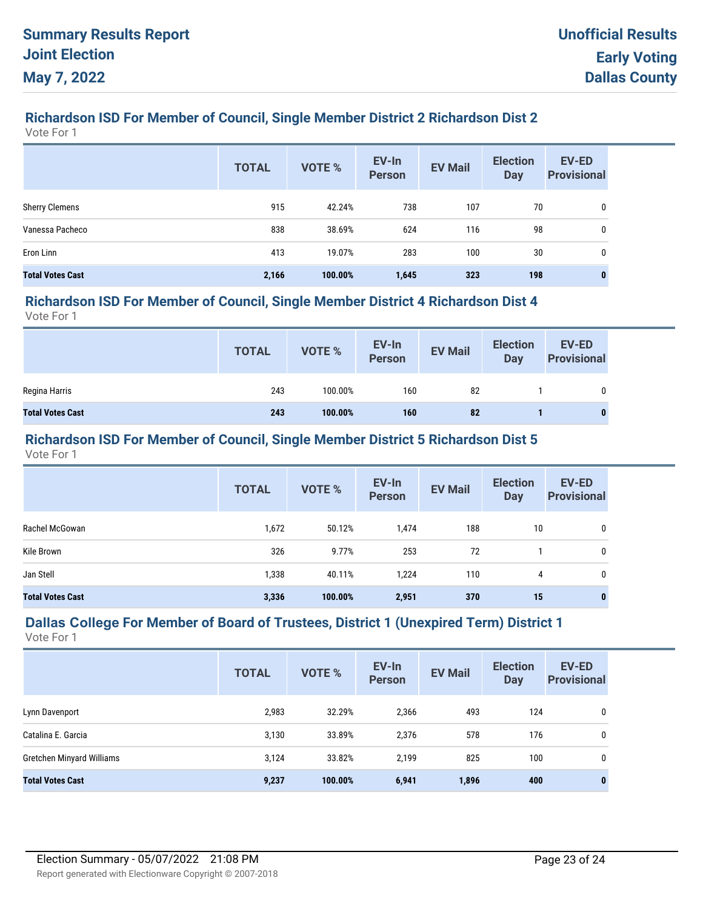## Richardson ISD For Member of Council, Single Member District 2 Richardson Dist 2

Vote For 1

| | TOTAL | VOTE % | EV-In Person | EV Mail | Election Day | EV-ED Provisional |
|---|---|---|---|---|---|---|
| Sherry Clemens | 915 | 42.24% | 738 | 107 | 70 | 0 |
| Vanessa Pacheco | 838 | 38.69% | 624 | 116 | 98 | 0 |
| Eron Linn | 413 | 19.07% | 283 | 100 | 30 | 0 |
| **Total Votes Cast** | **2,166** | **100.00%** | **1,645** | **323** | **198** | **0** |

## Richardson ISD For Member of Council, Single Member District 4 Richardson Dist 4

Vote For 1

| | TOTAL | VOTE % | EV-In Person | EV Mail | Election Day | EV-ED Provisional |
|---|---|---|---|---|---|---|
| Regina Harris | 243 | 100.00% | 160 | 82 | 1 | 0 |
| **Total Votes Cast** | **243** | **100.00%** | **160** | **82** | **1** | **0** |

## Richardson ISD For Member of Council, Single Member District 5 Richardson Dist 5

Vote For 1

| | TOTAL | VOTE % | EV-In Person | EV Mail | Election Day | EV-ED Provisional |
|---|---|---|---|---|---|---|
| Rachel McGowan | 1,672 | 50.12% | 1,474 | 188 | 10 | 0 |
| Kile Brown | 326 | 9.77% | 253 | 72 | 1 | 0 |
| Jan Stell | 1,338 | 40.11% | 1,224 | 110 | 4 | 0 |
| **Total Votes Cast** | **3,336** | **100.00%** | **2,951** | **370** | **15** | **0** |

## Dallas College For Member of Board of Trustees, District 1 (Unexpired Term) District 1

Vote For 1

| | TOTAL | VOTE % | EV-In Person | EV Mail | Election Day | EV-ED Provisional |
|---|---|---|---|---|---|---|
| Lynn Davenport | 2,983 | 32.29% | 2,366 | 493 | 124 | 0 |
| Catalina E. Garcia | 3,130 | 33.89% | 2,376 | 578 | 176 | 0 |
| Gretchen Minyard Williams | 3,124 | 33.82% | 2,199 | 825 | 100 | 0 |
| **Total Votes Cast** | **9,237** | **100.00%** | **6,941** | **1,896** | **400** | **0** |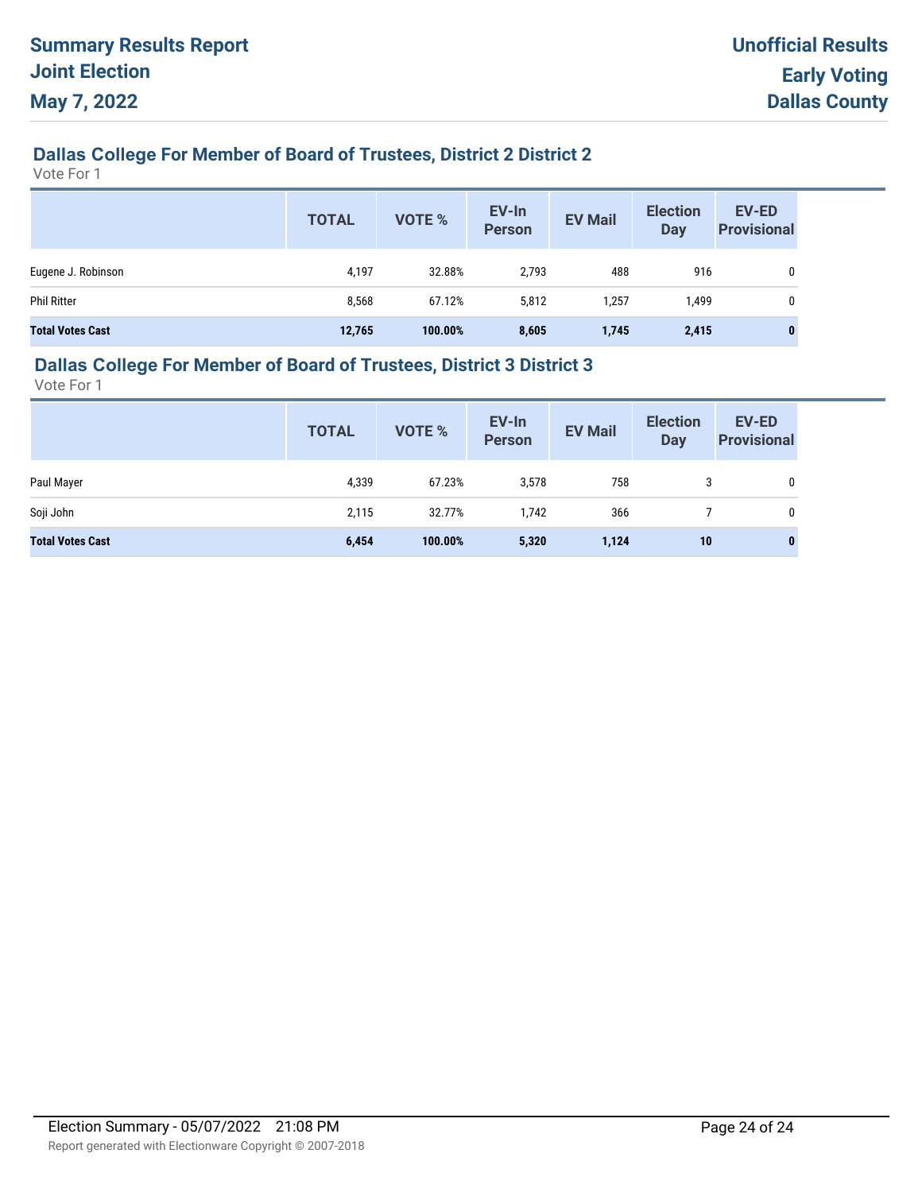# Summary Results Report
# Joint Election
# May 7, 2022

**Unofficial Results**
**Early Voting**
**Dallas County**

## Dallas College For Member of Board of Trustees, District 2 District 2

Vote For 1

| | TOTAL | VOTE % | EV-In Person | EV Mail | Election Day | EV-ED Provisional |
|---|---|---|---|---|---|---|
| Eugene J. Robinson | 4,197 | 32.88% | 2,793 | 488 | 916 | 0 |
| Phil Ritter | 8,568 | 67.12% | 5,812 | 1,257 | 1,499 | 0 |
| **Total Votes Cast** | **12,765** | **100.00%** | **8,605** | **1,745** | **2,415** | **0** |

## Dallas College For Member of Board of Trustees, District 3 District 3

Vote For 1

| | TOTAL | VOTE % | EV-In Person | EV Mail | Election Day | EV-ED Provisional |
|---|---|---|---|---|---|---|
| Paul Mayer | 4,339 | 67.23% | 3,578 | 758 | 3 | 0 |
| Soji John | 2,115 | 32.77% | 1,742 | 366 | 7 | 0 |
| **Total Votes Cast** | **6,454** | **100.00%** | **5,320** | **1,124** | **10** | **0** |

Election Summary - 05/07/2022 21:08 PM

Report generated with Electionware Copyright © 2007-2018